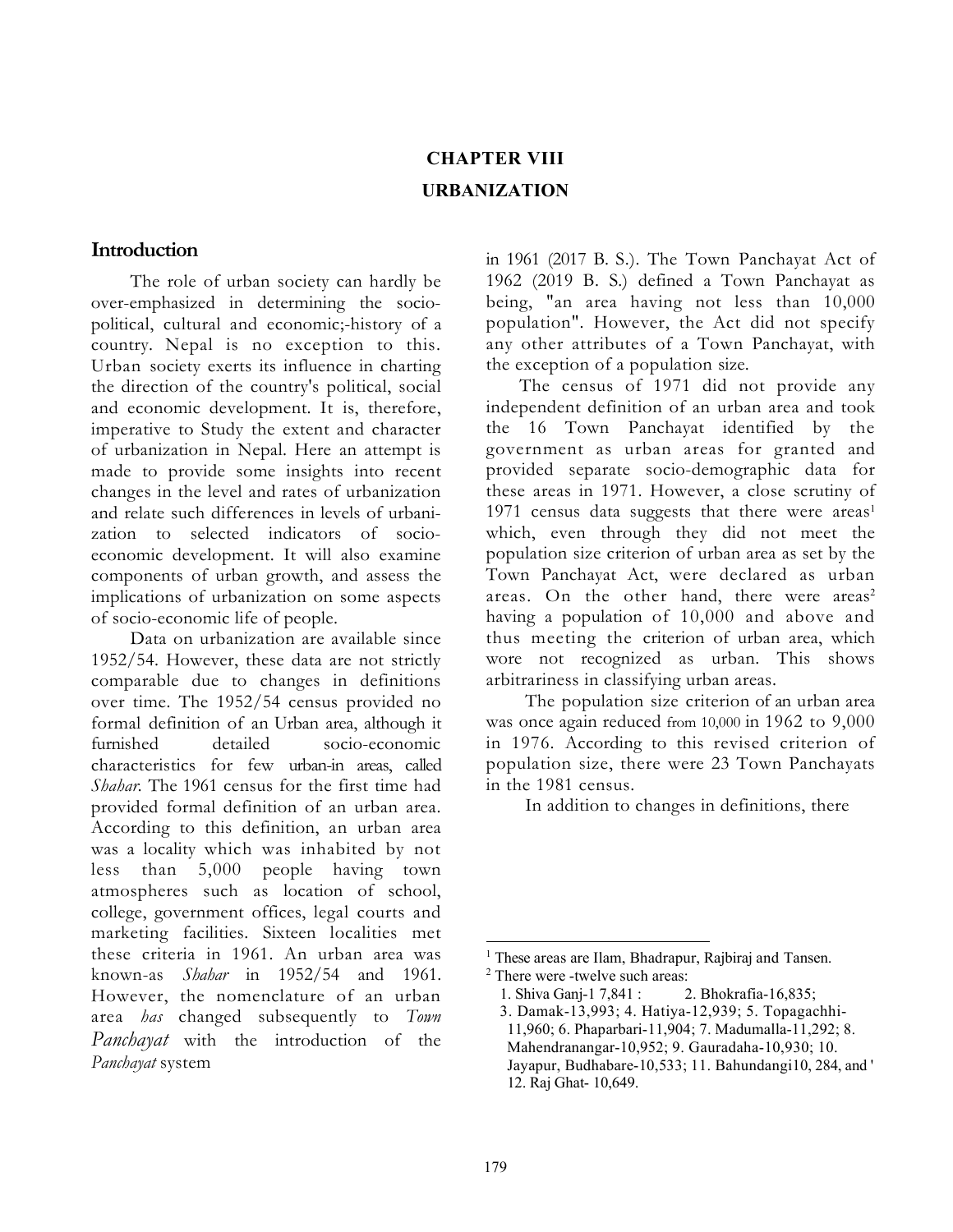# CHAPTER VIII

# URBANIZATION

## Introduction

The role of urban society can hardly be over-emphasized in determining the socio-political, cultural and economic;-history of a country. Nepal is no exception to this. Urban society exerts its influence in charting the direction of the country's political, social and economic development. It is, therefore, imperative to Study the extent and character of urbanization in Nepal. Here an attempt is made to provide some insights into recent changes in the level and rates of urbanization and relate such differences in levels of urbanization to selected indicators of socio-economic development. It will also examine components of urban growth, and assess the implications of urbanization on some aspects of socio-economic life of people.

Data on urbanization are available since 1952/54. However, these data are not strictly comparable due to changes in definitions over time. The 1952/54 census provided no formal definition of an Urban area, although it furnished detailed socio-economic characteristics for few urban-in areas, called *Shahar*. The 1961 census for the first time had provided formal definition of an urban area. According to this definition, an urban area was a locality which was inhabited by not less than 5,000 people having town atmospheres such as location of school, college, government offices, legal courts and marketing facilities. Sixteen localities met these criteria in 1961. An urban area was known-as *Shahar* in 1952/54 and 1961. However, the nomenclature of an urban area *has* changed subsequently to *Town Panchayat* with the introduction of the *Panchayat* system in 1961 (2017 B. S.). The Town Panchayat Act of 1962 (2019 B. S.) defined a Town Panchayat as being, "an area having not less than 10,000 population". However, the Act did not specify any other attributes of a Town Panchayat, with the exception of a population size.

The census of 1971 did not provide any independent definition of an urban area and took the 16 Town Panchayat identified by the government as urban areas for granted and provided separate socio-demographic data for these areas in 1971. However, a close scrutiny of 1971 census data suggests that there were areas[1] which, even through they did not meet the population size criterion of urban area as set by the Town Panchayat Act, were declared as urban areas. On the other hand, there were areas[2] having a population of 10,000 and above and thus meeting the criterion of urban area, which wore not recognized as urban. This shows arbitrariness in classifying urban areas.

The population size criterion of an urban area was once again reduced from 10,000 in 1962 to 9,000 in 1976. According to this revised criterion of population size, there were 23 Town Panchayats in the 1981 census.

In addition to changes in definitions, there

---

[1] These areas are Ilam, Bhadrapur, Rajbiraj and Tansen.

[2] There were -twelve such areas:
1. Shiva Ganj-1 7,841 : 2. Bhokrafia-16,835; 3. Damak-13,993; 4. Hatiya-12,939; 5. Topagachhi-11,960; 6. Phaparbari-11,904; 7. Madumalla-11,292; 8. Mahendranangar-10,952; 9. Gauradaha-10,930; 10. Jayapur, Budhabare-10,533; 11. Bahundangi10, 284, and ' 12. Raj Ghat- 10,649.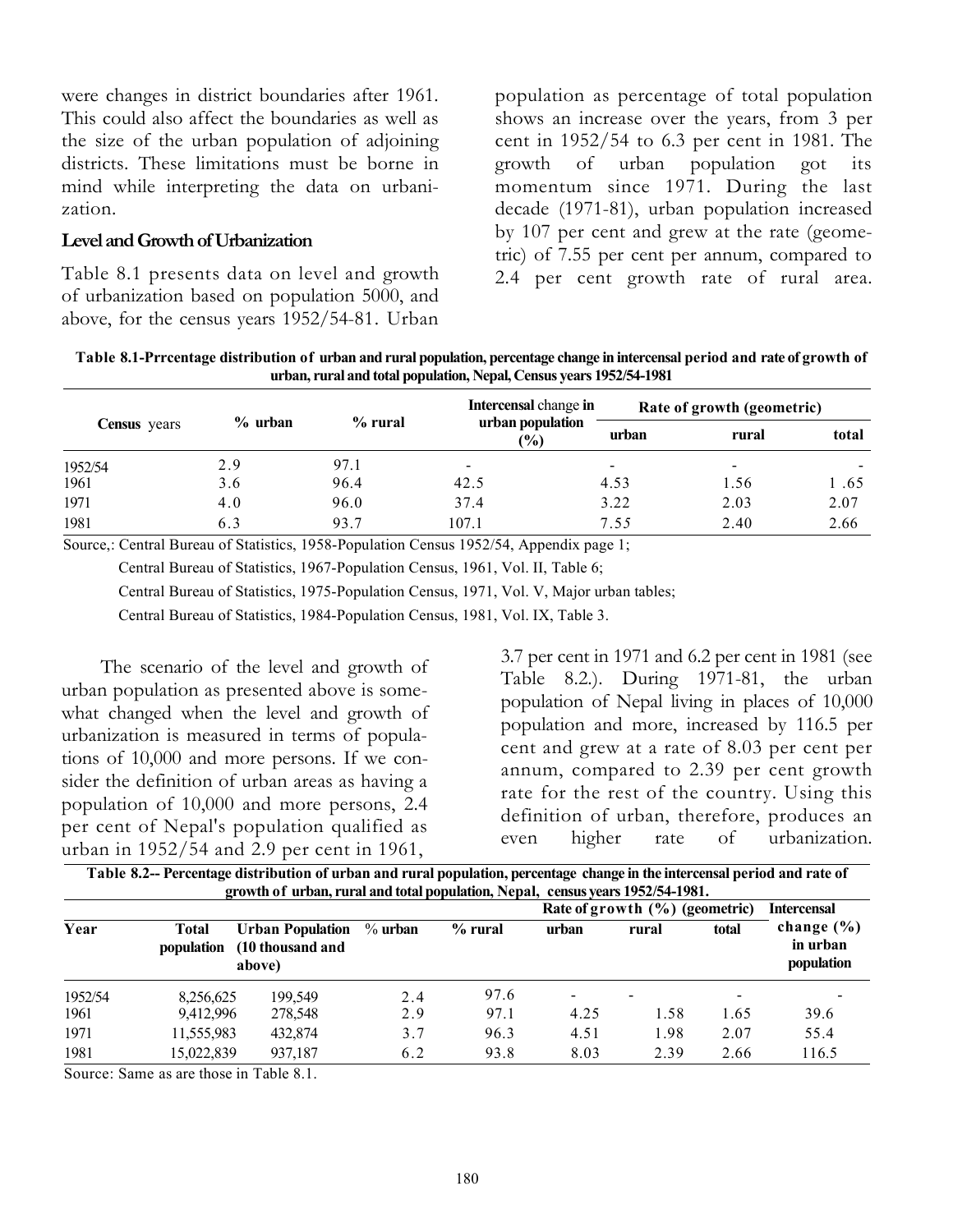were changes in district boundaries after 1961. This could also affect the boundaries as well as the size of the urban population of adjoining districts. These limitations must be borne in mind while interpreting the data on urbanization.

### Level and Growth of Urbanization

Table 8.1 presents data on level and growth of urbanization based on population 5000, and above, for the census years 1952/54-81. Urban population as percentage of total population shows an increase over the years, from 3 per cent in 1952/54 to 6.3 per cent in 1981. The growth of urban population got its momentum since 1971. During the last decade (1971-81), urban population increased by 107 per cent and grew at the rate (geometric) of 7.55 per cent per annum, compared to 2.4 per cent growth rate of rural area.

**Table 8.1-Prrcentage distribution of urban and rural population, percentage change in intercensal period and rate of growth of urban, rural and total population, Nepal, Census years 1952/54-1981**

| Census years | % urban | % rural | Intercensal change in urban population (%) | Rate of growth (geometric) | | |
|---|---|---|---|---|---|---|
| | | | | urban | rural | total |
| 1952/54 | 2.9 | 97.1 | - | - | - | - |
| 1961 | 3.6 | 96.4 | 42.5 | 4.53 | 1.56 | 1 .65 |
| 1971 | 4.0 | 96.0 | 37.4 | 3.22 | 2.03 | 2.07 |
| 1981 | 6.3 | 93.7 | 107.1 | 7.55 | 2.40 | 2.66 |

Source,: Central Bureau of Statistics, 1958-Population Census 1952/54, Appendix page 1;

Central Bureau of Statistics, 1967-Population Census, 1961, Vol. II, Table 6;

Central Bureau of Statistics, 1975-Population Census, 1971, Vol. V, Major urban tables;

Central Bureau of Statistics, 1984-Population Census, 1981, Vol. IX, Table 3.

The scenario of the level and growth of urban population as presented above is somewhat changed when the level and growth of urbanization is measured in terms of populations of 10,000 and more persons. If we consider the definition of urban areas as having a population of 10,000 and more persons, 2.4 per cent of Nepal's population qualified as urban in 1952/54 and 2.9 per cent in 1961, 3.7 per cent in 1971 and 6.2 per cent in 1981 (see Table 8.2.). During 1971-81, the urban population of Nepal living in places of 10,000 population and more, increased by 116.5 per cent and grew at a rate of 8.03 per cent per annum, compared to 2.39 per cent growth rate for the rest of the country. Using this definition of urban, therefore, produces an even higher rate of urbanization.

**Table 8.2-- Percentage distribution of urban and rural population, percentage change in the intercensal period and rate of growth of urban, rural and total population, Nepal, census years 1952/54-1981.**

| Year | Total population | Urban Population (10 thousand and above) | % urban | % rural | Rate of growth (%) (geometric) | | | Intercensal change (%) in urban population |
|---|---|---|---|---|---|---|---|---|
| | | | | | urban | rural | total | |
| 1952/54 | 8,256,625 | 199,549 | 2.4 | 97.6 | - | - | - | - |
| 1961 | 9,412,996 | 278,548 | 2.9 | 97.1 | 4.25 | 1.58 | 1.65 | 39.6 |
| 1971 | 11,555,983 | 432,874 | 3.7 | 96.3 | 4.51 | 1.98 | 2.07 | 55.4 |
| 1981 | 15,022,839 | 937,187 | 6.2 | 93.8 | 8.03 | 2.39 | 2.66 | 116.5 |

Source: Same as are those in Table 8.1.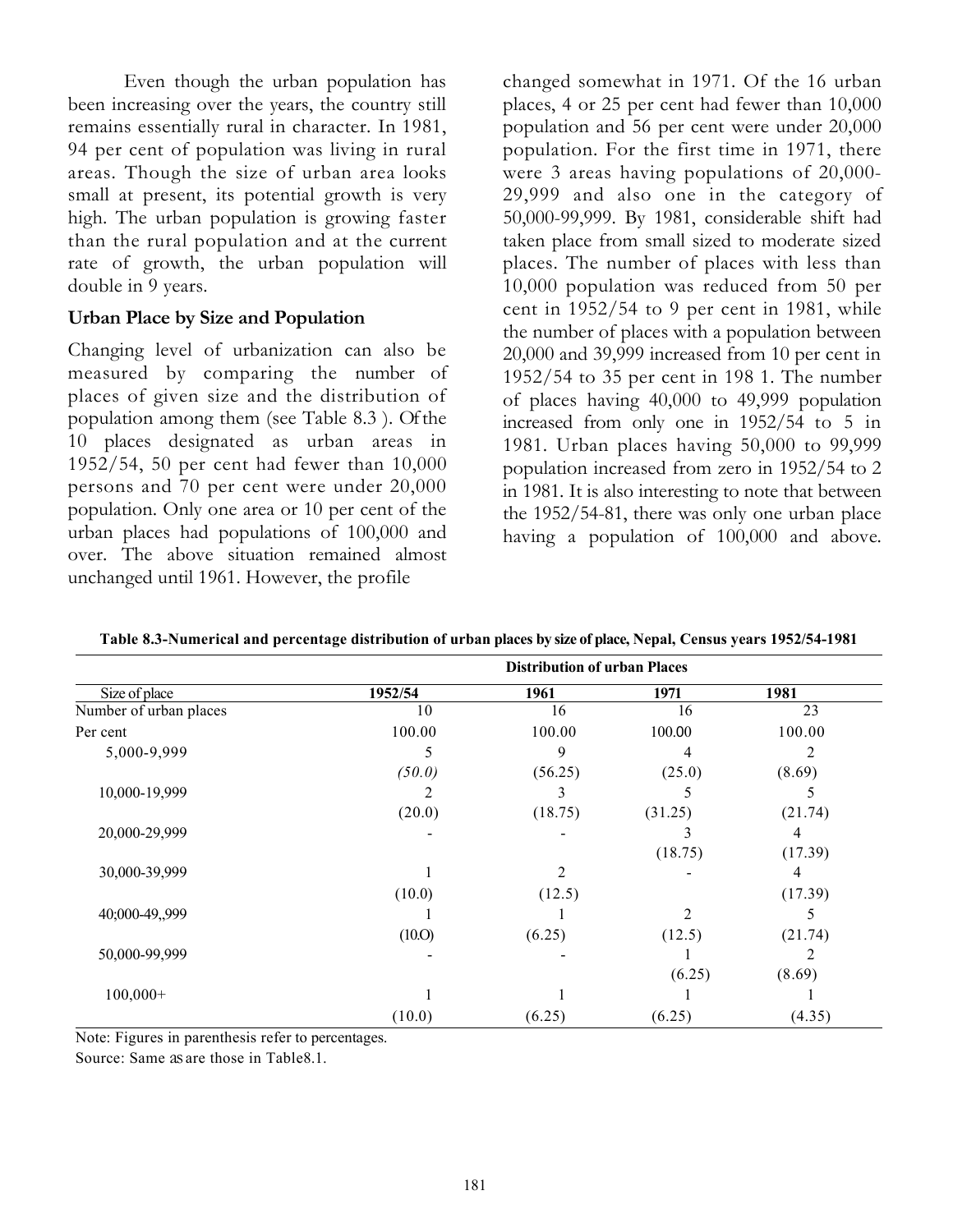Even though the urban population has been increasing over the years, the country still remains essentially rural in character. In 1981, 94 per cent of population was living in rural areas. Though the size of urban area looks small at present, its potential growth is very high. The urban population is growing faster than the rural population and at the current rate of growth, the urban population will double in 9 years.

### Urban Place by Size and Population

Changing level of urbanization can also be measured by comparing the number of places of given size and the distribution of population among them (see Table 8.3 ). Of the 10 places designated as urban areas in 1952/54, 50 per cent had fewer than 10,000 persons and 70 per cent were under 20,000 population. Only one area or 10 per cent of the urban places had populations of 100,000 and over. The above situation remained almost unchanged until 1961. However, the profile changed somewhat in 1971. Of the 16 urban places, 4 or 25 per cent had fewer than 10,000 population and 56 per cent were under 20,000 population. For the first time in 1971, there were 3 areas having populations of 20,000-29,999 and also one in the category of 50,000-99,999. By 1981, considerable shift had taken place from small sized to moderate sized places. The number of places with less than 10,000 population was reduced from 50 per cent in 1952/54 to 9 per cent in 1981, while the number of places with a population between 20,000 and 39,999 increased from 10 per cent in 1952/54 to 35 per cent in 198 1. The number of places having 40,000 to 49,999 population increased from only one in 1952/54 to 5 in 1981. Urban places having 50,000 to 99,999 population increased from zero in 1952/54 to 2 in 1981. It is also interesting to note that between the 1952/54-81, there was only one urban place having a population of 100,000 and above.

**Table 8.3-Numerical and percentage distribution of urban places by size of place, Nepal, Census years 1952/54-1981**

| | Distribution of urban Places | | | |
|---|---|---|---|---|
| Size of place | 1952/54 | 1961 | 1971 | 1981 |
| Number of urban places | 10 | 16 | 16 | 23 |
| Per cent | 100.00 | 100.00 | 100.00 | 100.00 |
| 5,000-9,999 | 5 | 9 | 4 | 2 |
| | *(50.0)* | (56.25) | (25.0) | (8.69) |
| 10,000-19,999 | 2 | 3 | 5 | 5 |
| | (20.0) | (18.75) | (31.25) | (21.74) |
| 20,000-29,999 | - | - | 3 | 4 |
| | | | (18.75) | (17.39) |
| 30,000-39,999 | 1 | 2 | - | 4 |
| | (10.0) | (12.5) | | (17.39) |
| 40;000-49,,999 | 1 | 1 | 2 | 5 |
| | (10.O) | (6.25) | (12.5) | (21.74) |
| 50,000-99,999 | - | - | 1 | 2 |
| | | | (6.25) | (8.69) |
| 100,000+ | 1 | 1 | 1 | 1 |
| | (10.0) | (6.25) | (6.25) | (4.35) |

Note: Figures in parenthesis refer to percentages.

Source: Same as are those in Table8.1.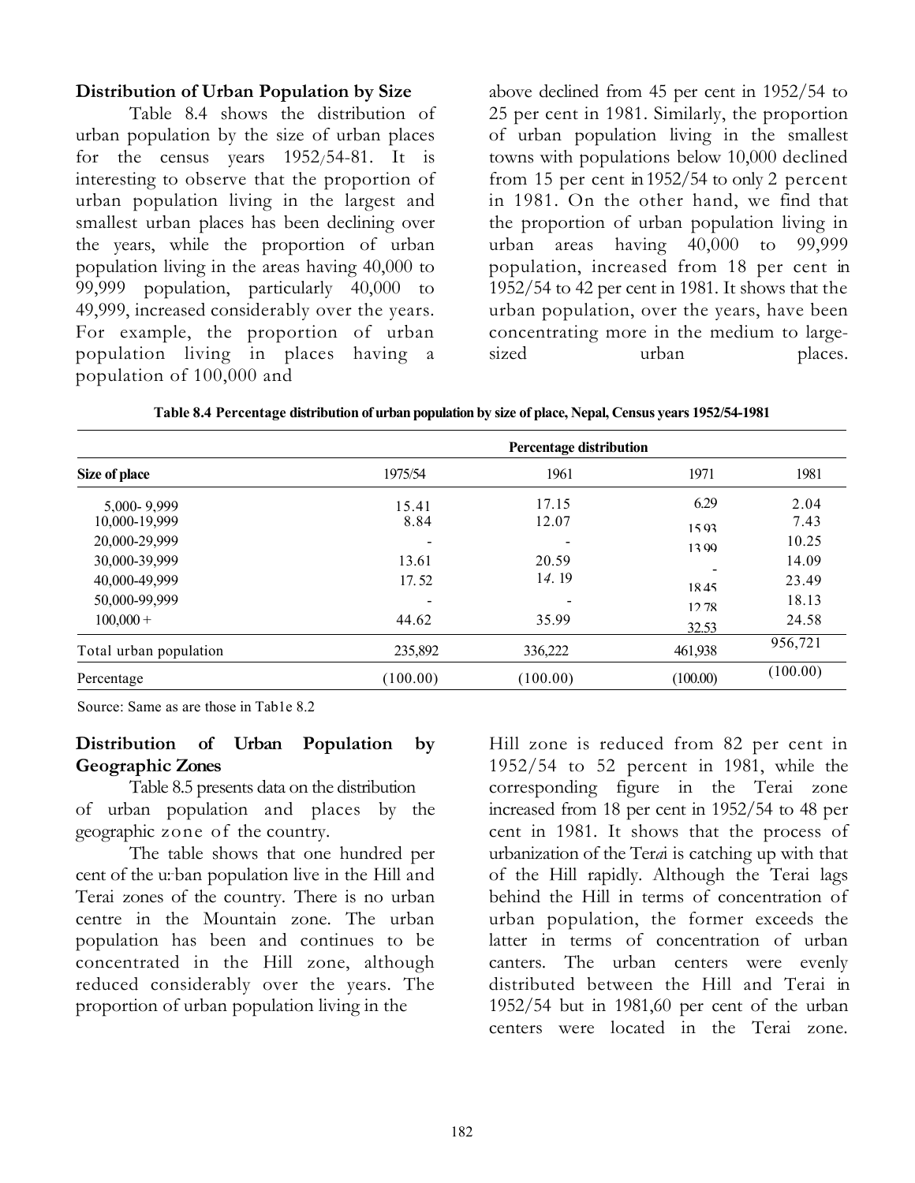## Distribution of Urban Population by Size

Table 8.4 shows the distribution of urban population by the size of urban places for the census years 1952/54-81. It is interesting to observe that the proportion of urban population living in the largest and smallest urban places has been declining over the years, while the proportion of urban population living in the areas having 40,000 to 99,999 population, particularly 40,000 to 49,999, increased considerably over the years. For example, the proportion of urban population living in places having a population of 100,000 and above declined from 45 per cent in 1952/54 to 25 per cent in 1981. Similarly, the proportion of urban population living in the smallest towns with populations below 10,000 declined from 15 per cent in 1952/54 to only 2 percent in 1981. On the other hand, we find that the proportion of urban population living in urban areas having 40,000 to 99,999 population, increased from 18 per cent in 1952/54 to 42 per cent in 1981. It shows that the urban population, over the years, have been concentrating more in the medium to large-sized urban places.

**Table 8.4 Percentage distribution of urban population by size of place, Nepal, Census years 1952/54-1981**

| | Percentage distribution | | | |
|---|---|---|---|---|
| **Size of place** | 1975/54 | 1961 | 1971 | 1981 |
| 5,000- 9,999 | 15.41 | 17.15 | 6.29 | 2.04 |
| 10,000-19,999 | 8.84 | 12.07 | 15.93 | 7.43 |
| 20,000-29,999 | - | - | 13.99 | 10.25 |
| 30,000-39,999 | 13.61 | 20.59 | - | 14.09 |
| 40,000-49,999 | 17.52 | 14.19 | 18.45 | 23.49 |
| 50,000-99,999 | - | - | 12.78 | 18.13 |
| 100,000 + | 44.62 | 35.99 | 32.53 | 24.58 |
| Total urban population | 235,892 | 336,222 | 461,938 | 956,721 |
| Percentage | (100.00) | (100.00) | (100.00) | (100.00) |

Source: Same as are those in Tab1e 8.2

## Distribution of Urban Population by Geographic Zones

Table 8.5 presents data on the distribution of urban population and places by the geographic zone of the country.

The table shows that one hundred per cent of the urban population live in the Hill and Terai zones of the country. There is no urban centre in the Mountain zone. The urban population has been and continues to be concentrated in the Hill zone, although reduced considerably over the years. The proportion of urban population living in the Hill zone is reduced from 82 per cent in 1952/54 to 52 percent in 1981, while the corresponding figure in the Terai zone increased from 18 per cent in 1952/54 to 48 per cent in 1981. It shows that the process of urbanization of the Terai is catching up with that of the Hill rapidly. Although the Terai lags behind the Hill in terms of concentration of urban population, the former exceeds the latter in terms of concentration of urban canters. The urban centers were evenly distributed between the Hill and Terai in 1952/54 but in 1981,60 per cent of the urban centers were located in the Terai zone.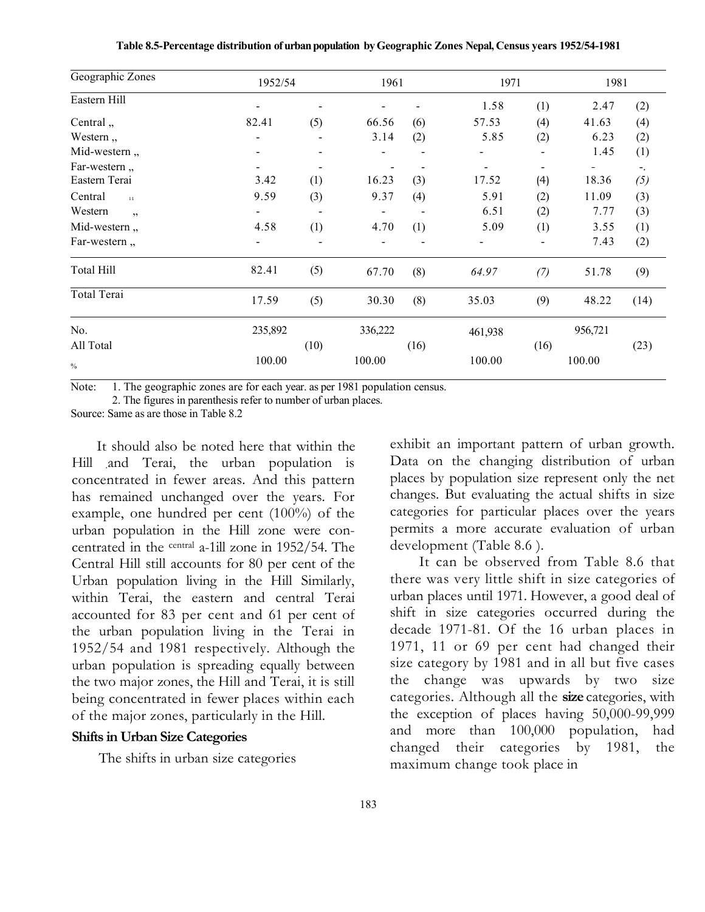**Table 8.5-Percentage distribution of urban population by Geographic Zones Nepal, Census years 1952/54-1981**

| Geographic Zones | 1952/54 | | 1961 | | 1971 | | 1981 | |
|---|---|---|---|---|---|---|---|---|
| Eastern Hill | - | - | - | - | 1.58 | (1) | 2.47 | (2) |
| Central ,, | 82.41 | (5) | 66.56 | (6) | 57.53 | (4) | 41.63 | (4) |
| Western ,, | - | - | 3.14 | (2) | 5.85 | (2) | 6.23 | (2) |
| Mid-western ,, | - | - | - | - | - | - | 1.45 | (1) |
| Far-western ,, | - | - | - | - | - | - | - | -. |
| Eastern Terai | 3.42 | (1) | 16.23 | (3) | 17.52 | (4) | 18.36 | *(5)* |
| Central ,, | 9.59 | (3) | 9.37 | (4) | 5.91 | (2) | 11.09 | (3) |
| Western ,, | - | - | - | - | 6.51 | (2) | 7.77 | (3) |
| Mid-western ,, | 4.58 | (1) | 4.70 | (1) | 5.09 | (1) | 3.55 | (1) |
| Far-western ,, | - | - | - | - | - | - | 7.43 | (2) |
| Total Hill | 82.41 | (5) | 67.70 | (8) | *64.97* | *(7)* | 51.78 | (9) |
| Total Terai | 17.59 | (5) | 30.30 | (8) | 35.03 | (9) | 48.22 | (14) |
| No. | 235,892 | | 336,222 | | 461,938 | | 956,721 | |
| All Total | | (10) | | (16) | | (16) | | (23) |
| % | 100.00 | | 100.00 | | 100.00 | | 100.00 | |

Note: 1. The geographic zones are for each year. as per 1981 population census.
2. The figures in parenthesis refer to number of urban places.

Source: Same as are those in Table 8.2

It should also be noted here that within the Hill and Terai, the urban population is concentrated in fewer areas. And this pattern has remained unchanged over the years. For example, one hundred per cent (100%) of the urban population in the Hill zone were concentrated in the central a-1ill zone in 1952/54. The Central Hill still accounts for 80 per cent of the Urban population living in the Hill Similarly, within Terai, the eastern and central Terai accounted for 83 per cent and 61 per cent of the urban population living in the Terai in 1952/54 and 1981 respectively. Although the urban population is spreading equally between the two major zones, the Hill and Terai, it is still being concentrated in fewer places within each of the major zones, particularly in the Hill.

### Shifts in Urban Size Categories

The shifts in urban size categories exhibit an important pattern of urban growth. Data on the changing distribution of urban places by population size represent only the net changes. But evaluating the actual shifts in size categories for particular places over the years permits a more accurate evaluation of urban development (Table 8.6 ).

It can be observed from Table 8.6 that there was very little shift in size categories of urban places until 1971. However, a good deal of shift in size categories occurred during the decade 1971-81. Of the 16 urban places in 1971, 11 or 69 per cent had changed their size category by 1981 and in all but five cases the change was upwards by two size categories. Although all the **size** categories, with the exception of places having 50,000-99,999 and more than 100,000 population, had changed their categories by 1981, the maximum change took place in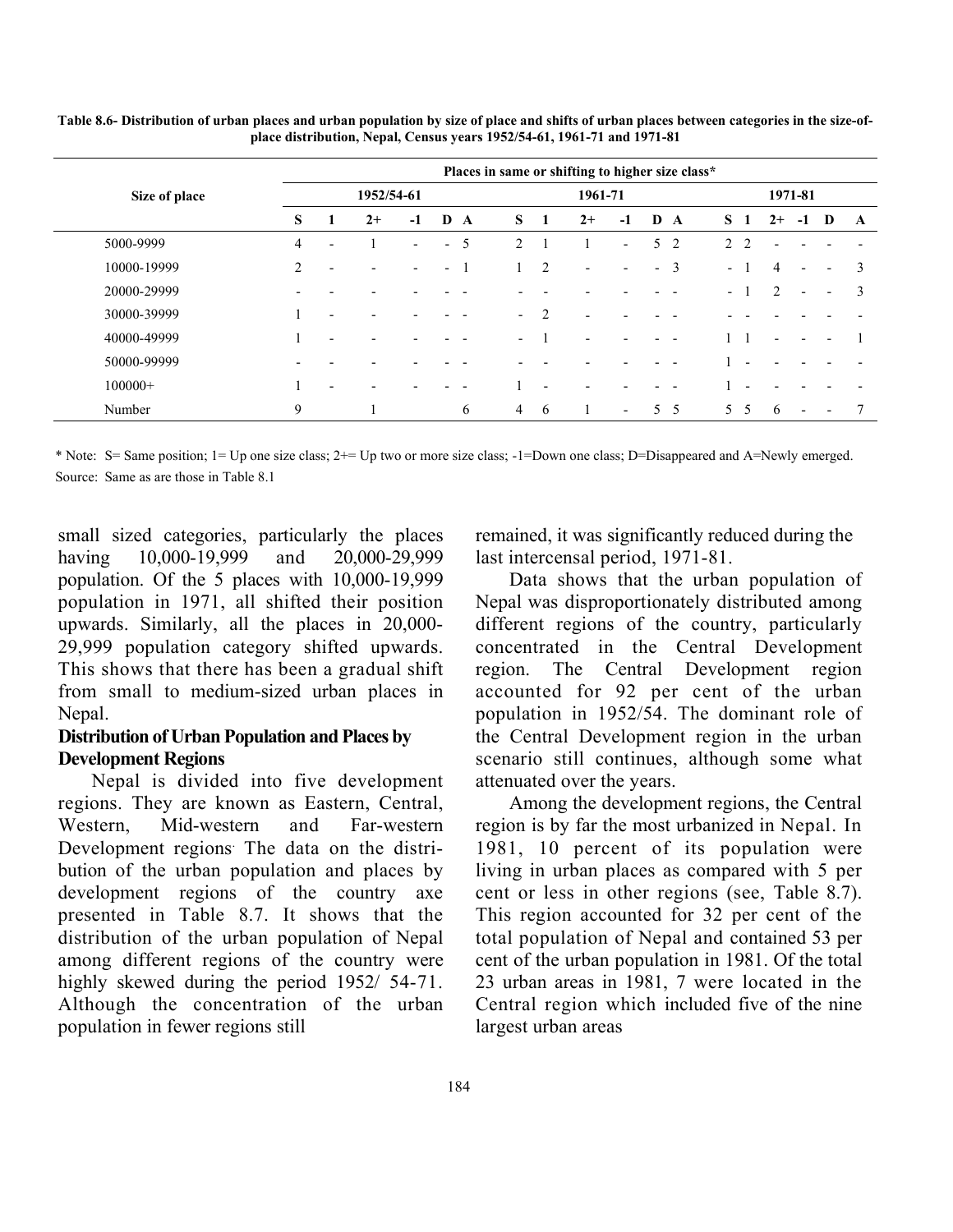**Table 8.6- Distribution of urban places and urban population by size of place and shifts of urban places between categories in the size-of-place distribution, Nepal, Census years 1952/54-61, 1961-71 and 1971-81**

| Size of place | Places in same or shifting to higher size class* | | | | | | | | | | | | | | | | | |
|---|---|---|---|---|---|---|---|---|---|---|---|---|---|---|---|---|---|---|
| | 1952/54-61 | | | | | | 1961-71 | | | | | | 1971-81 | | | | | |
| | S | 1 | 2+ | -1 | D | A | S | 1 | 2+ | -1 | D | A | S | 1 | 2+ | -1 | D | A |
| 5000-9999 | 4 | - | 1 | - | - | 5 | 2 | 1 | 1 | - | 5 | 2 | 2 | 2 | - | - | - | - |
| 10000-19999 | 2 | - | - | - | - | 1 | 1 | 2 | - | - | - | 3 | - | 1 | 4 | - | - | 3 |
| 20000-29999 | - | - | - | - | - | - | - | - | - | - | - | - | - | 1 | 2 | - | - | 3 |
| 30000-39999 | 1 | - | - | - | - | - | - | 2 | - | - | - | - | - | - | - | - | - | - |
| 40000-49999 | 1 | - | - | - | - | - | - | 1 | - | - | - | - | 1 | 1 | - | - | - | 1 |
| 50000-99999 | - | - | - | - | - | - | - | - | - | - | - | - | 1 | - | - | - | - | - |
| 100000+ | 1 | - | - | - | - | - | 1 | - | - | - | - | - | 1 | - | - | - | - | - |
| Number | 9 | | 1 | | | 6 | 4 | 6 | 1 | - | 5 | 5 | 5 | 5 | 6 | - | - | 7 |

\* Note: S= Same position; 1= Up one size class; 2+= Up two or more size class; -1=Down one class; D=Disappeared and A=Newly emerged.

Source: Same as are those in Table 8.1

small sized categories, particularly the places having 10,000-19,999 and 20,000-29,999 population. Of the 5 places with 10,000-19,999 population in 1971, all shifted their position upwards. Similarly, all the places in 20,000-29,999 population category shifted upwards. This shows that there has been a gradual shift from small to medium-sized urban places in Nepal.

**Distribution of Urban Population and Places by Development Regions**

Nepal is divided into five development regions. They are known as Eastern, Central, Western, Mid-western and Far-western Development regions. The data on the distribution of the urban population and places by development regions of the country axe presented in Table 8.7. It shows that the distribution of the urban population of Nepal among different regions of the country were highly skewed during the period 1952/ 54-71. Although the concentration of the urban population in fewer regions still remained, it was significantly reduced during the last intercensal period, 1971-81.

Data shows that the urban population of Nepal was disproportionately distributed among different regions of the country, particularly concentrated in the Central Development region. The Central Development region accounted for 92 per cent of the urban population in 1952/54. The dominant role of the Central Development region in the urban scenario still continues, although some what attenuated over the years.

Among the development regions, the Central region is by far the most urbanized in Nepal. In 1981, 10 percent of its population were living in urban places as compared with 5 per cent or less in other regions (see, Table 8.7). This region accounted for 32 per cent of the total population of Nepal and contained 53 per cent of the urban population in 1981. Of the total 23 urban areas in 1981, 7 were located in the Central region which included five of the nine largest urban areas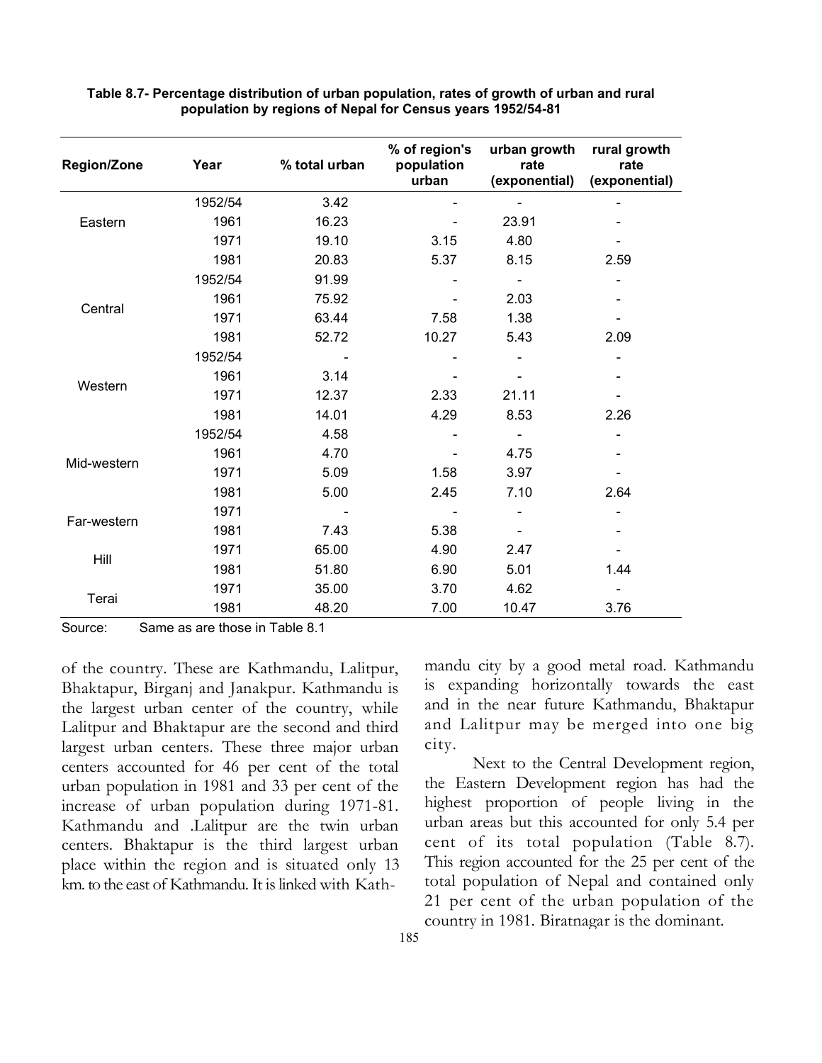**Table 8.7- Percentage distribution of urban population, rates of growth of urban and rural population by regions of Nepal for Census years 1952/54-81**

| Region/Zone | Year | % total urban | % of region's population urban | urban growth rate (exponential) | rural growth rate (exponential) |
|---|---|---|---|---|---|
| Eastern | 1952/54 | 3.42 | - | - | - |
| | 1961 | 16.23 | - | 23.91 | - |
| | 1971 | 19.10 | 3.15 | 4.80 | - |
| | 1981 | 20.83 | 5.37 | 8.15 | 2.59 |
| Central | 1952/54 | 91.99 | - | - | - |
| | 1961 | 75.92 | - | 2.03 | - |
| | 1971 | 63.44 | 7.58 | 1.38 | - |
| | 1981 | 52.72 | 10.27 | 5.43 | 2.09 |
| Western | 1952/54 | - | - | - | - |
| | 1961 | 3.14 | - | - | - |
| | 1971 | 12.37 | 2.33 | 21.11 | - |
| | 1981 | 14.01 | 4.29 | 8.53 | 2.26 |
| Mid-western | 1952/54 | 4.58 | - | - | - |
| | 1961 | 4.70 | - | 4.75 | - |
| | 1971 | 5.09 | 1.58 | 3.97 | - |
| | 1981 | 5.00 | 2.45 | 7.10 | 2.64 |
| Far-western | 1971 | - | - | - | - |
| | 1981 | 7.43 | 5.38 | - | - |
| Hill | 1971 | 65.00 | 4.90 | 2.47 | - |
| | 1981 | 51.80 | 6.90 | 5.01 | 1.44 |
| Terai | 1971 | 35.00 | 3.70 | 4.62 | - |
| | 1981 | 48.20 | 7.00 | 10.47 | 3.76 |

Source: Same as are those in Table 8.1

of the country. These are Kathmandu, Lalitpur, Bhaktapur, Birganj and Janakpur. Kathmandu is the largest urban center of the country, while Lalitpur and Bhaktapur are the second and third largest urban centers. These three major urban centers accounted for 46 per cent of the total urban population in 1981 and 33 per cent of the increase of urban population during 1971-81. Kathmandu and .Lalitpur are the twin urban centers. Bhaktapur is the third largest urban place within the region and is situated only 13 km. to the east of Kathmandu. It is linked with Kathmandu city by a good metal road. Kathmandu is expanding horizontally towards the east and in the near future Kathmandu, Bhaktapur and Lalitpur may be merged into one big city.

Next to the Central Development region, the Eastern Development region has had the highest proportion of people living in the urban areas but this accounted for only 5.4 per cent of its total population (Table 8.7). This region accounted for the 25 per cent of the total population of Nepal and contained only 21 per cent of the urban population of the country in 1981. Biratnagar is the dominant.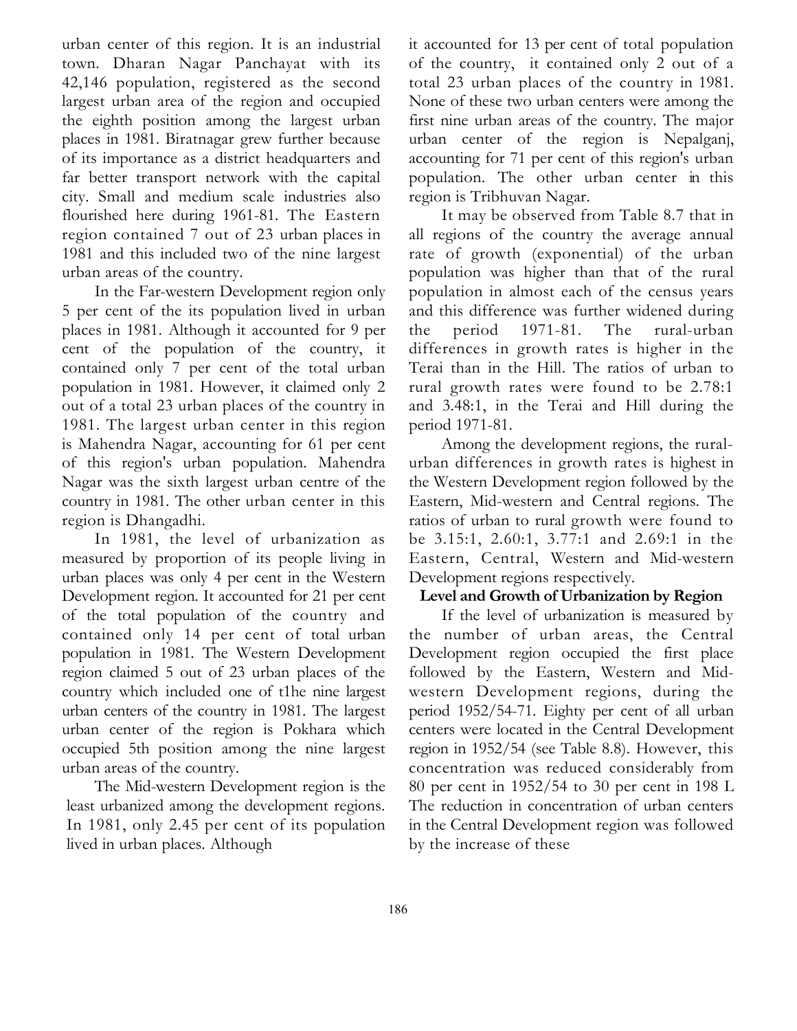urban center of this region. It is an industrial town. Dharan Nagar Panchayat with its 42,146 population, registered as the second largest urban area of the region and occupied the eighth position among the largest urban places in 1981. Biratnagar grew further because of its importance as a district headquarters and far better transport network with the capital city. Small and medium scale industries also flourished here during 1961-81. The Eastern region contained 7 out of 23 urban places in 1981 and this included two of the nine largest urban areas of the country.

In the Far-western Development region only 5 per cent of the its population lived in urban places in 1981. Although it accounted for 9 per cent of the population of the country, it contained only 7 per cent of the total urban population in 1981. However, it claimed only 2 out of a total 23 urban places of the country in 1981. The largest urban center in this region is Mahendra Nagar, accounting for 61 per cent of this region's urban population. Mahendra Nagar was the sixth largest urban centre of the country in 1981. The other urban center in this region is Dhangadhi.

In 1981, the level of urbanization as measured by proportion of its people living in urban places was only 4 per cent in the Western Development region. It accounted for 21 per cent of the total population of the country and contained only 14 per cent of total urban population in 1981. The Western Development region claimed 5 out of 23 urban places of the country which included one of t1he nine largest urban centers of the country in 1981. The largest urban center of the region is Pokhara which occupied 5th position among the nine largest urban areas of the country.

The Mid-western Development region is the least urbanized among the development regions. In 1981, only 2.45 per cent of its population lived in urban places. Although it accounted for 13 per cent of total population of the country, it contained only 2 out of a total 23 urban places of the country in 1981. None of these two urban centers were among the first nine urban areas of the country. The major urban center of the region is Nepalganj, accounting for 71 per cent of this region's urban population. The other urban center in this region is Tribhuvan Nagar.

It may be observed from Table 8.7 that in all regions of the country the average annual rate of growth (exponential) of the urban population was higher than that of the rural population in almost each of the census years and this difference was further widened during the period 1971-81. The rural-urban differences in growth rates is higher in the Terai than in the Hill. The ratios of urban to rural growth rates were found to be 2.78:1 and 3.48:1, in the Terai and Hill during the period 1971-81.

Among the development regions, the rural-urban differences in growth rates is highest in the Western Development region followed by the Eastern, Mid-western and Central regions. The ratios of urban to rural growth were found to be 3.15:1, 2.60:1, 3.77:1 and 2.69:1 in the Eastern, Central, Western and Mid-western Development regions respectively.

**Level and Growth of Urbanization by Region**

If the level of urbanization is measured by the number of urban areas, the Central Development region occupied the first place followed by the Eastern, Western and Mid-western Development regions, during the period 1952/54-71. Eighty per cent of all urban centers were located in the Central Development region in 1952/54 (see Table 8.8). However, this concentration was reduced considerably from 80 per cent in 1952/54 to 30 per cent in 198 L The reduction in concentration of urban centers in the Central Development region was followed by the increase of these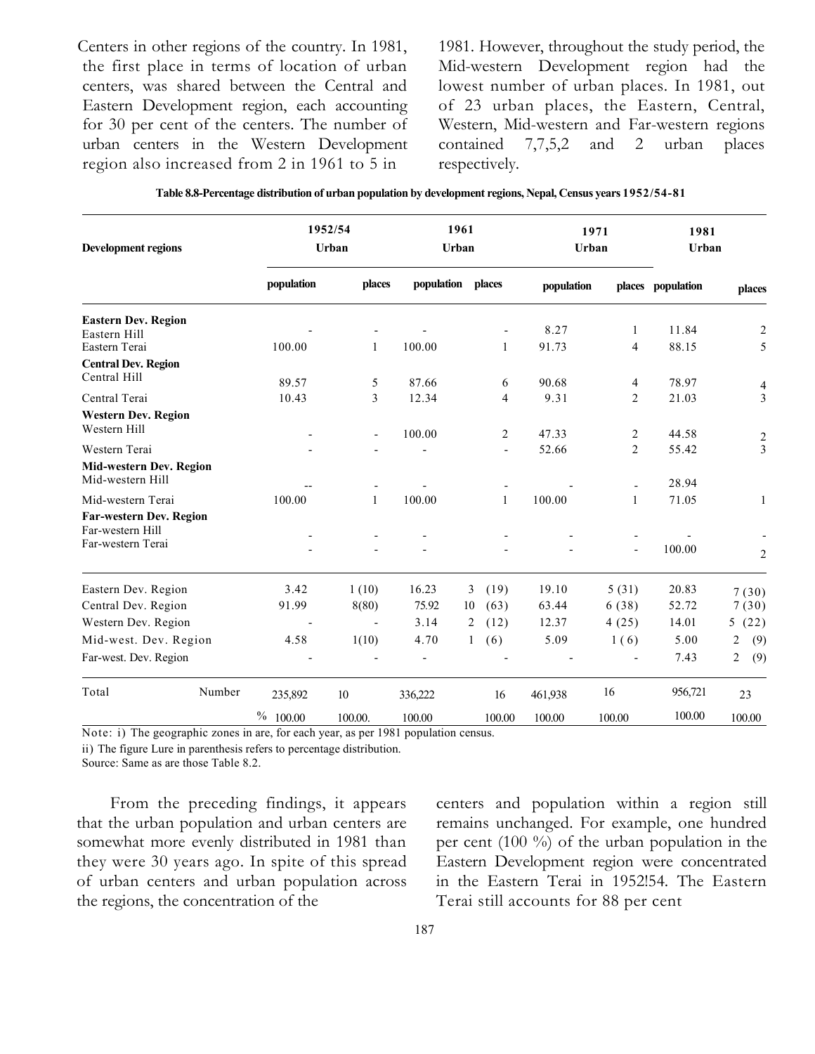Centers in other regions of the country. In 1981, the first place in terms of location of urban centers, was shared between the Central and Eastern Development region, each accounting for 30 per cent of the centers. The number of urban centers in the Western Development region also increased from 2 in 1961 to 5 in 1981. However, throughout the study period, the Mid-western Development region had the lowest number of urban places. In 1981, out of 23 urban places, the Eastern, Central, Western, Mid-western and Far-western regions contained 7,7,5,2 and 2 urban places respectively.

**Table 8.8-Percentage distribution of urban population by development regions, Nepal, Census years 1952/54-81**

| Development regions | | 1952/54 Urban | | 1961 Urban | | 1971 Urban | | 1981 Urban | |
|---|---|---|---|---|---|---|---|---|---|
| | | population | places | population | places | population | places | population | places |
| **Eastern Dev. Region** | | | | | | | | | |
| Eastern Hill | | - | - | - | - | 8.27 | 1 | 11.84 | 2 |
| Eastern Terai | | 100.00 | 1 | 100.00 | 1 | 91.73 | 4 | 88.15 | 5 |
| **Central Dev. Region** | | | | | | | | | |
| Central Hill | | 89.57 | 5 | 87.66 | 6 | 90.68 | 4 | 78.97 | 4 |
| Central Terai | | 10.43 | 3 | 12.34 | 4 | 9.31 | 2 | 21.03 | 3 |
| **Western Dev. Region** | | | | | | | | | |
| Western Hill | | - | - | 100.00 | 2 | 47.33 | 2 | 44.58 | 2 |
| Western Terai | | - | - | - | - | 52.66 | 2 | 55.42 | 3 |
| **Mid-western Dev. Region** | | | | | | | | | |
| Mid-western Hill | | -- | - | - | - | - | - | 28.94 | |
| Mid-western Terai | | 100.00 | 1 | 100.00 | 1 | 100.00 | 1 | 71.05 | 1 |
| **Far-western Dev. Region** | | | | | | | | | |
| Far-western Hill | | - | - | - | - | - | - | - | - |
| Far-western Terai | | - | - | - | - | - | - | 100.00 | 2 |
| Eastern Dev. Region | | 3.42 | 1 (10) | 16.23 | 3 (19) | 19.10 | 5 (31) | 20.83 | 7 (30) |
| Central Dev. Region | | 91.99 | 8(80) | 75.92 | 10 (63) | 63.44 | 6 (38) | 52.72 | 7 (30) |
| Western Dev. Region | | - | - | 3.14 | 2 (12) | 12.37 | 4 (25) | 14.01 | 5 (22) |
| Mid-west. Dev. Region | | 4.58 | 1(10) | 4.70 | 1 (6) | 5.09 | 1 (6) | 5.00 | 2 (9) |
| Far-west. Dev. Region | | - | - | - | - | - | - | 7.43 | 2 (9) |
| Total | Number | 235,892 | 10 | 336,222 | 16 | 461,938 | 16 | 956,721 | 23 |
| | % | 100.00 | 100.00. | 100.00 | 100.00 | 100.00 | 100.00 | 100.00 | 100.00 |

Note: i) The geographic zones in are, for each year, as per 1981 population census.

ii) The figure Lure in parenthesis refers to percentage distribution.

Source: Same as are those Table 8.2.

From the preceding findings, it appears that the urban population and urban centers are somewhat more evenly distributed in 1981 than they were 30 years ago. In spite of this spread of urban centers and urban population across the regions, the concentration of the centers and population within a region still remains unchanged. For example, one hundred per cent (100 %) of the urban population in the Eastern Development region were concentrated in the Eastern Terai in 1952!54. The Eastern Terai still accounts for 88 per cent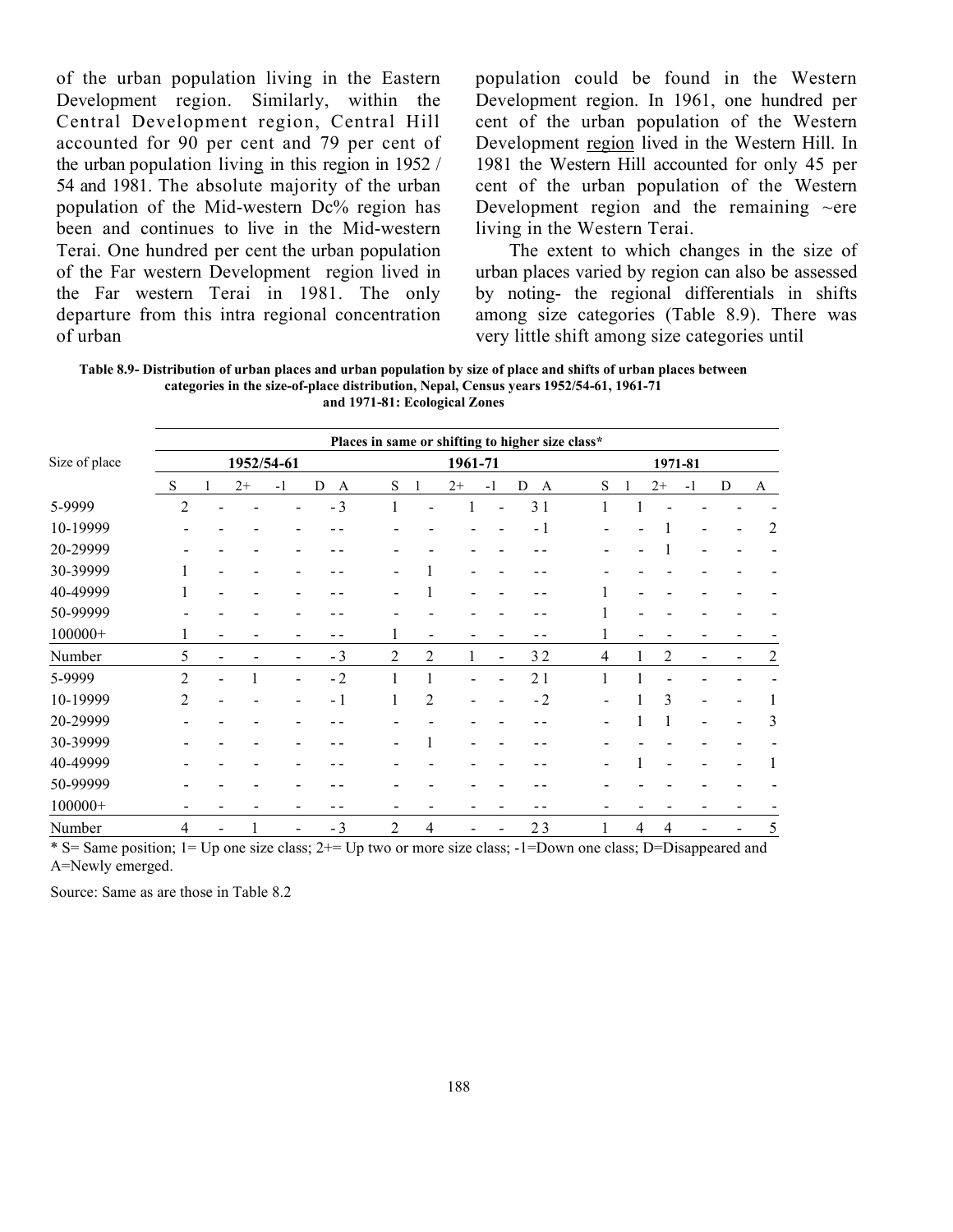of the urban population living in the Eastern Development region. Similarly, within the Central Development region, Central Hill accounted for 90 per cent and 79 per cent of the urban population living in this region in 1952 / 54 and 1981. The absolute majority of the urban population of the Mid-western Dc% region has been and continues to live in the Mid-western Terai. One hundred per cent the urban population of the Far western Development region lived in the Far western Terai in 1981. The only departure from this intra regional concentration of urban population could be found in the Western Development region. In 1961, one hundred per cent of the urban population of the Western Development region lived in the Western Hill. In 1981 the Western Hill accounted for only 45 per cent of the urban population of the Western Development region and the remaining ~ere living in the Western Terai.

The extent to which changes in the size of urban places varied by region can also be assessed by noting- the regional differentials in shifts among size categories (Table 8.9). There was very little shift among size categories until

**Table 8.9- Distribution of urban places and urban population by size of place and shifts of urban places between categories in the size-of-place distribution, Nepal, Census years 1952/54-61, 1961-71 and 1971-81: Ecological Zones**

| Size of place | Places in same or shifting to higher size class* | | | | | | | | | | | | | | | | | |
|---|---|---|---|---|---|---|---|---|---|---|---|---|---|---|---|---|---|---|
| | 1952/54-61 | | | | | | 1961-71 | | | | | | 1971-81 | | | | | |
| | S | 1 | 2+ | -1 | D | A | S | 1 | 2+ | -1 | D | A | S | 1 | 2+ | -1 | D | A |
| 5-9999 | 2 | - | - | - | - | 3 | 1 | - | 1 | - | 3 | 1 | 1 | 1 | - | - | - | - |
| 10-19999 | - | - | - | - | - | - | - | - | - | - | - | 1 | - | - | 1 | - | - | 2 |
| 20-29999 | - | - | - | - | - | - | - | - | - | - | - | - | - | - | 1 | - | - | - |
| 30-39999 | 1 | - | - | - | - | - | - | 1 | - | - | - | - | - | - | - | - | - | - |
| 40-49999 | 1 | - | - | - | - | - | - | 1 | - | - | - | - | 1 | - | - | - | - | - |
| 50-99999 | - | - | - | - | - | - | - | - | - | - | - | - | 1 | - | - | - | - | - |
| 100000+ | 1 | - | - | - | - | - | 1 | - | - | - | - | - | 1 | - | - | - | - | - |
| Number | 5 | - | - | - | - | 3 | 2 | 2 | 1 | - | 3 | 2 | 4 | 1 | 2 | - | - | 2 |
| 5-9999 | 2 | - | 1 | - | - | 2 | 1 | 1 | - | - | 2 | 1 | 1 | 1 | - | - | - | - |
| 10-19999 | 2 | - | - | - | - | 1 | 1 | 2 | - | - | - | 2 | - | 1 | 3 | - | - | 1 |
| 20-29999 | - | - | - | - | - | - | - | - | - | - | - | - | - | 1 | 1 | - | - | 3 |
| 30-39999 | - | - | - | - | - | - | - | 1 | - | - | - | - | - | - | - | - | - | - |
| 40-49999 | - | - | - | - | - | - | - | - | - | - | - | - | - | 1 | - | - | - | 1 |
| 50-99999 | - | - | - | - | - | - | - | - | - | - | - | - | - | - | - | - | - | - |
| 100000+ | - | - | - | - | - | - | - | - | - | - | - | - | - | - | - | - | - | - |
| Number | 4 | - | 1 | - | - | 3 | 2 | 4 | - | - | 2 | 3 | 1 | 4 | 4 | - | - | 5 |

* S= Same position; 1= Up one size class; 2+= Up two or more size class; -1=Down one class; D=Disappeared and A=Newly emerged.

Source: Same as are those in Table 8.2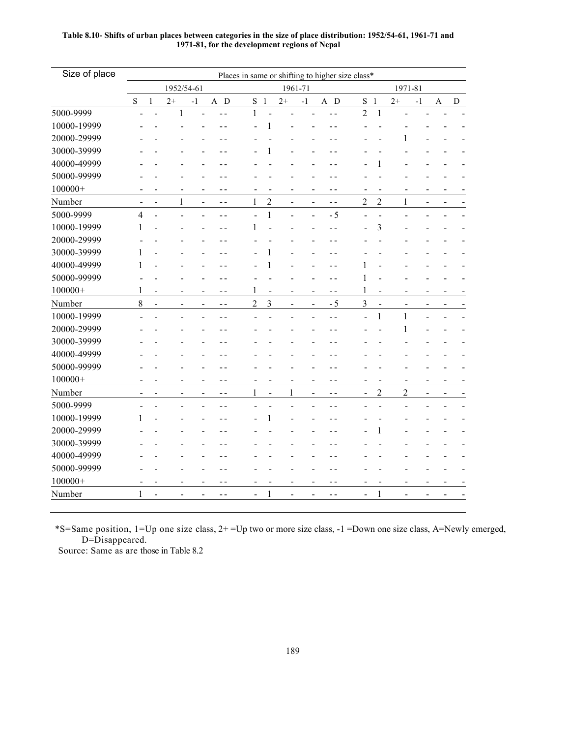**Table 8.10- Shifts of urban places between categories in the size of place distribution: 1952/54-61, 1961-71 and 1971-81, for the development regions of Nepal**

| Size of place | Places in same or shifting to higher size class* | | | | | | | | | | | | | | | | | |
|---|---|---|---|---|---|---|---|---|---|---|---|---|---|---|---|---|---|---|
| | 1952/54-61 | | | | | | 1961-71 | | | | | | 1971-81 | | | | | |
| | S | 1 | 2+ | -1 | A | D | S | 1 | 2+ | -1 | A | D | S | 1 | 2+ | -1 | A | D |
| 5000-9999 | - | - | 1 | - | - | - | 1 | - | - | - | - | - | 2 | 1 | - | - | - | - |
| 10000-19999 | - | - | - | - | - | - | - | 1 | - | - | - | - | - | - | - | - | - | - |
| 20000-29999 | - | - | - | - | - | - | - | - | - | - | - | - | - | - | 1 | - | - | - |
| 30000-39999 | - | - | - | - | - | - | - | 1 | - | - | - | - | - | - | - | - | - | - |
| 40000-49999 | - | - | - | - | - | - | - | - | - | - | - | - | - | 1 | - | - | - | - |
| 50000-99999 | - | - | - | - | - | - | - | - | - | - | - | - | - | - | - | - | - | - |
| 100000+ | - | - | - | - | - | - | - | - | - | - | - | - | - | - | - | - | - | - |
| Number | - | - | 1 | - | - | - | 1 | 2 | - | - | - | - | 2 | 2 | 1 | - | - | - |
| 5000-9999 | 4 | - | - | - | - | - | - | 1 | - | - | - | 5 | - | - | - | - | - | - |
| 10000-19999 | 1 | - | - | - | - | - | 1 | - | - | - | - | - | - | 3 | - | - | - | - |
| 20000-29999 | - | - | - | - | - | - | - | - | - | - | - | - | - | - | - | - | - | - |
| 30000-39999 | 1 | - | - | - | - | - | - | 1 | - | - | - | - | - | - | - | - | - | - |
| 40000-49999 | 1 | - | - | - | - | - | - | 1 | - | - | - | - | 1 | - | - | - | - | - |
| 50000-99999 | - | - | - | - | - | - | - | - | - | - | - | - | 1 | - | - | - | - | - |
| 100000+ | 1 | - | - | - | - | - | 1 | - | - | - | - | - | 1 | - | - | - | - | - |
| Number | 8 | - | - | - | - | - | 2 | 3 | - | - | - | 5 | 3 | - | - | - | - | - |
| 10000-19999 | - | - | - | - | - | - | - | - | - | - | - | - | - | 1 | 1 | - | - | - |
| 20000-29999 | - | - | - | - | - | - | - | - | - | - | - | - | - | - | 1 | - | - | - |
| 30000-39999 | - | - | - | - | - | - | - | - | - | - | - | - | - | - | - | - | - | - |
| 40000-49999 | - | - | - | - | - | - | - | - | - | - | - | - | - | - | - | - | - | - |
| 50000-99999 | - | - | - | - | - | - | - | - | - | - | - | - | - | - | - | - | - | - |
| 100000+ | - | - | - | - | - | - | - | - | - | - | - | - | - | - | - | - | - | - |
| Number | - | - | - | - | - | - | 1 | - | 1 | - | - | - | - | 2 | 2 | - | - | - |
| 5000-9999 | - | - | - | - | - | - | - | - | - | - | - | - | - | - | - | - | - | - |
| 10000-19999 | 1 | - | - | - | - | - | - | 1 | - | - | - | - | - | - | - | - | - | - |
| 20000-29999 | - | - | - | - | - | - | - | - | - | - | - | - | - | 1 | - | - | - | - |
| 30000-39999 | - | - | - | - | - | - | - | - | - | - | - | - | - | - | - | - | - | - |
| 40000-49999 | - | - | - | - | - | - | - | - | - | - | - | - | - | - | - | - | - | - |
| 50000-99999 | - | - | - | - | - | - | - | - | - | - | - | - | - | - | - | - | - | - |
| 100000+ | - | - | - | - | - | - | - | - | - | - | - | - | - | - | - | - | - | - |
| Number | 1 | - | - | - | - | - | - | 1 | - | - | - | - | - | 1 | - | - | - | - |

*S=Same position, 1=Up one size class, 2+ =Up two or more size class, -1 =Down one size class, A=Newly emerged, D=Disappeared.

Source: Same as are those in Table 8.2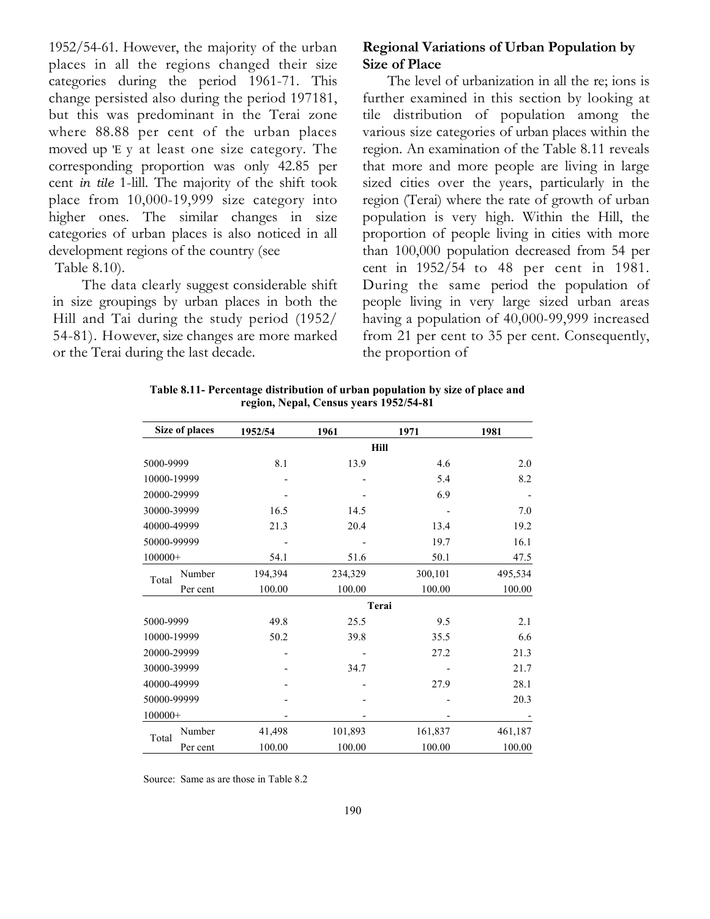1952/54-61. However, the majority of the urban places in all the regions changed their size categories during the period 1961-71. This change persisted also during the period 197181, but this was predominant in the Terai zone where 88.88 per cent of the urban places moved up 'E y at least one size category. The corresponding proportion was only 42.85 per cent *in tile* 1-lill. The majority of the shift took place from 10,000-19,999 size category into higher ones. The similar changes in size categories of urban places is also noticed in all development regions of the country (see Table 8.10).

The data clearly suggest considerable shift in size groupings by urban places in both the Hill and Tai during the study period (1952/ 54-81). However, size changes are more marked or the Terai during the last decade.

**Regional Variations of Urban Population by Size of Place**

The level of urbanization in all the re; ions is further examined in this section by looking at tile distribution of population among the various size categories of urban places within the region. An examination of the Table 8.11 reveals that more and more people are living in large sized cities over the years, particularly in the region (Terai) where the rate of growth of urban population is very high. Within the Hill, the proportion of people living in cities with more than 100,000 population decreased from 54 per cent in 1952/54 to 48 per cent in 1981. During the same period the population of people living in very large sized urban areas having a population of 40,000-99,999 increased from 21 per cent to 35 per cent. Consequently, the proportion of

**Table 8.11- Percentage distribution of urban population by size of place and region, Nepal, Census years 1952/54-81**

| Size of places | | 1952/54 | 1961 | 1971 | 1981 |
|---|---|---|---|---|---|
| | | | | **Hill** | |
| 5000-9999 | | 8.1 | 13.9 | 4.6 | 2.0 |
| 10000-19999 | | - | - | 5.4 | 8.2 |
| 20000-29999 | | - | - | 6.9 | - |
| 30000-39999 | | 16.5 | 14.5 | - | 7.0 |
| 40000-49999 | | 21.3 | 20.4 | 13.4 | 19.2 |
| 50000-99999 | | - | - | 19.7 | 16.1 |
| 100000+ | | 54.1 | 51.6 | 50.1 | 47.5 |
| Total | Number | 194,394 | 234,329 | 300,101 | 495,534 |
| | Per cent | 100.00 | 100.00 | 100.00 | 100.00 |
| | | | | **Terai** | |
| 5000-9999 | | 49.8 | 25.5 | 9.5 | 2.1 |
| 10000-19999 | | 50.2 | 39.8 | 35.5 | 6.6 |
| 20000-29999 | | - | - | 27.2 | 21.3 |
| 30000-39999 | | - | 34.7 | - | 21.7 |
| 40000-49999 | | - | - | 27.9 | 28.1 |
| 50000-99999 | | - | - | - | 20.3 |
| 100000+ | | - | - | - | - |
| Total | Number | 41,498 | 101,893 | 161,837 | 461,187 |
| | Per cent | 100.00 | 100.00 | 100.00 | 100.00 |

Source: Same as are those in Table 8.2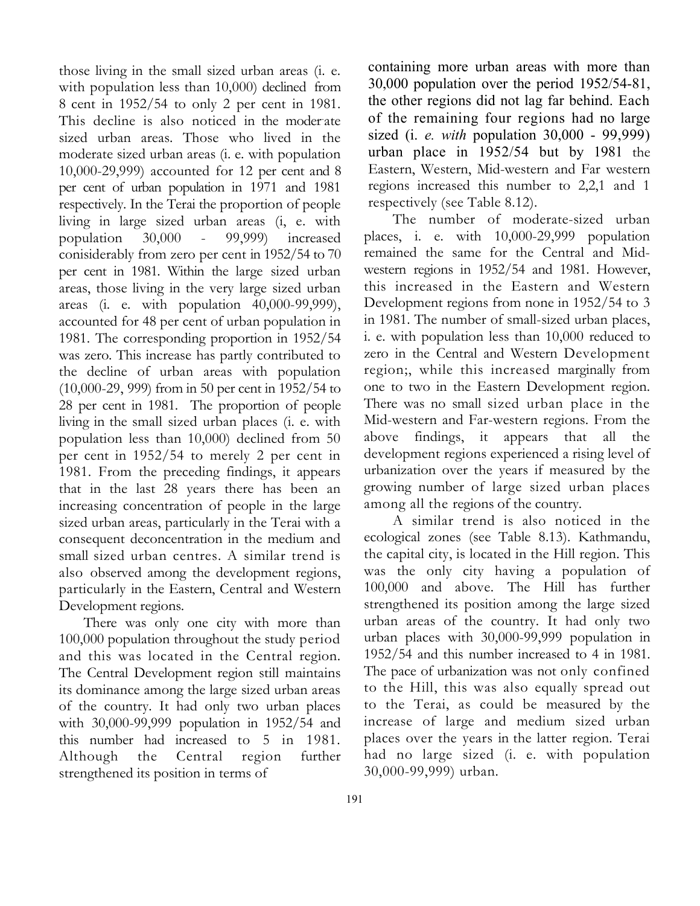those living in the small sized urban areas (i. e. with population less than 10,000) declined from 8 cent in 1952/54 to only 2 per cent in 1981. This decline is also noticed in the moderate sized urban areas. Those who lived in the moderate sized urban areas (i. e. with population 10,000-29,999) accounted for 12 per cent and 8 per cent of urban population in 1971 and 1981 respectively. In the Terai the proportion of people living in large sized urban areas (i, e. with population 30,000 - 99,999) increased conisiderably from zero per cent in 1952/54 to 70 per cent in 1981. Within the large sized urban areas, those living in the very large sized urban areas (i. e. with population 40,000-99,999), accounted for 48 per cent of urban population in 1981. The corresponding proportion in 1952/54 was zero. This increase has partly contributed to the decline of urban areas with population (10,000-29, 999) from in 50 per cent in 1952/54 to 28 per cent in 1981. The proportion of people living in the small sized urban places (i. e. with population less than 10,000) declined from 50 per cent in 1952/54 to merely 2 per cent in 1981. From the preceding findings, it appears that in the last 28 years there has been an increasing concentration of people in the large sized urban areas, particularly in the Terai with a consequent deconcentration in the medium and small sized urban centres. A similar trend is also observed among the development regions, particularly in the Eastern, Central and Western Development regions.

There was only one city with more than 100,000 population throughout the study period and this was located in the Central region. The Central Development region still maintains its dominance among the large sized urban areas of the country. It had only two urban places with 30,000-99,999 population in 1952/54 and this number had increased to 5 in 1981. Although the Central region further strengthened its position in terms of containing more urban areas with more than 30,000 population over the period 1952/54-81, the other regions did not lag far behind. Each of the remaining four regions had no large sized (i. *e. with* population 30,000 - 99,999) urban place in 1952/54 but by 1981 the Eastern, Western, Mid-western and Far western regions increased this number to 2,2,1 and 1 respectively (see Table 8.12).

The number of moderate-sized urban places, i. e. with 10,000-29,999 population remained the same for the Central and Mid-western regions in 1952/54 and 1981. However, this increased in the Eastern and Western Development regions from none in 1952/54 to 3 in 1981. The number of small-sized urban places, i. e. with population less than 10,000 reduced to zero in the Central and Western Development region;, while this increased marginally from one to two in the Eastern Development region. There was no small sized urban place in the Mid-western and Far-western regions. From the above findings, it appears that all the development regions experienced a rising level of urbanization over the years if measured by the growing number of large sized urban places among all the regions of the country.

A similar trend is also noticed in the ecological zones (see Table 8.13). Kathmandu, the capital city, is located in the Hill region. This was the only city having a population of 100,000 and above. The Hill has further strengthened its position among the large sized urban areas of the country. It had only two urban places with 30,000-99,999 population in 1952/54 and this number increased to 4 in 1981. The pace of urbanization was not only confined to the Hill, this was also equally spread out to the Terai, as could be measured by the increase of large and medium sized urban places over the years in the latter region. Terai had no large sized (i. e. with population 30,000-99,999) urban.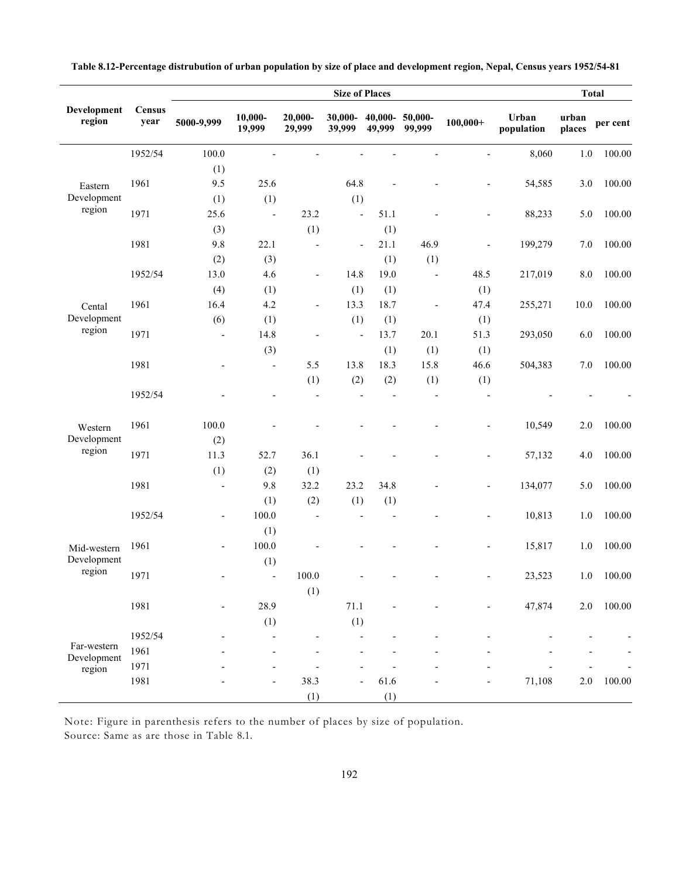**Table 8.12-Percentage distrubution of urban population by size of place and development region, Nepal, Census years 1952/54-81**

| Development region | Census year | Size of Places | | | | | | | Total | | |
|---|---|---|---|---|---|---|---|---|---|---|---|
| | | 5000-9,999 | 10,000-19,999 | 20,000-29,999 | 30,000-39,999 | 40,000-49,999 | 50,000-99,999 | 100,000+ | Urban population | urban places | per cent |
| Eastern Development region | 1952/54 | 100.0 (1) | - | - | - | - | - | - | 8,060 | 1.0 | 100.00 |
| | 1961 | 9.5 (1) | 25.6 (1) | | 64.8 (1) | - | - | - | 54,585 | 3.0 | 100.00 |
| | 1971 | 25.6 (3) | - | 23.2 (1) | - | 51.1 (1) | - | - | 88,233 | 5.0 | 100.00 |
| | 1981 | 9.8 (2) | 22.1 (3) | - | - | 21.1 (1) | 46.9 (1) | - | 199,279 | 7.0 | 100.00 |
| Cental Development region | 1952/54 | 13.0 (4) | 4.6 (1) | - | 14.8 (1) | 19.0 (1) | - | 48.5 (1) | 217,019 | 8.0 | 100.00 |
| | 1961 | 16.4 (6) | 4.2 (1) | - | 13.3 (1) | 18.7 (1) | - | 47.4 (1) | 255,271 | 10.0 | 100.00 |
| | 1971 | - | 14.8 (3) | - | - | 13.7 (1) | 20.1 (1) | 51.3 (1) | 293,050 | 6.0 | 100.00 |
| | 1981 | - | - | 5.5 (1) | 13.8 (2) | 18.3 (2) | 15.8 (1) | 46.6 (1) | 504,383 | 7.0 | 100.00 |
| Western Development region | 1952/54 | - | - | - | - | - | - | - | - | - | - |
| | 1961 | 100.0 (2) | - | - | - | - | - | - | 10,549 | 2.0 | 100.00 |
| | 1971 | 11.3 (1) | 52.7 (2) | 36.1 (1) | - | - | - | - | 57,132 | 4.0 | 100.00 |
| | 1981 | - | 9.8 (1) | 32.2 (2) | 23.2 (1) | 34.8 (1) | - | - | 134,077 | 5.0 | 100.00 |
| Mid-western Development region | 1952/54 | - | 100.0 (1) | - | - | - | - | - | 10,813 | 1.0 | 100.00 |
| | 1961 | - | 100.0 (1) | - | - | - | - | - | 15,817 | 1.0 | 100.00 |
| | 1971 | - | - | 100.0 (1) | - | - | - | - | 23,523 | 1.0 | 100.00 |
| | 1981 | - | 28.9 (1) | | 71.1 (1) | - | - | - | 47,874 | 2.0 | 100.00 |
| Far-western Development region | 1952/54 | - | - | - | - | - | - | - | - | - | - |
| | 1961 | - | - | - | - | - | - | - | - | - | - |
| | 1971 | - | - | - | - | - | - | - | - | - | - |
| | 1981 | - | - | 38.3 (1) | - | 61.6 (1) | - | - | 71,108 | 2.0 | 100.00 |

Note: Figure in parenthesis refers to the number of places by size of population.
Source: Same as are those in Table 8.1.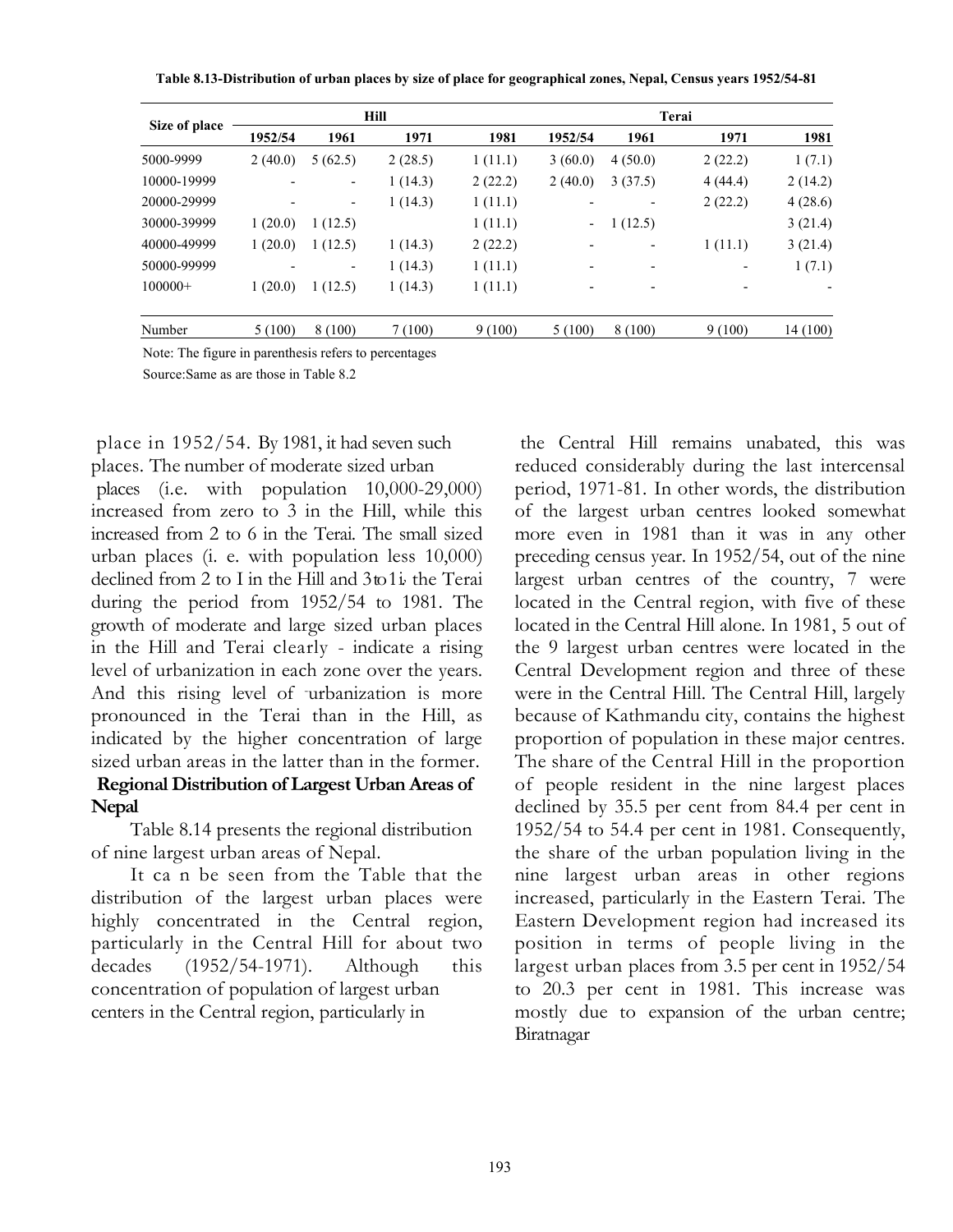**Table 8.13-Distribution of urban places by size of place for geographical zones, Nepal, Census years 1952/54-81**

| Size of place | Hill | | | | Terai | | | |
|---|---|---|---|---|---|---|---|---|
| | 1952/54 | 1961 | 1971 | 1981 | 1952/54 | 1961 | 1971 | 1981 |
| 5000-9999 | 2 (40.0) | 5 (62.5) | 2 (28.5) | 1 (11.1) | 3 (60.0) | 4 (50.0) | 2 (22.2) | 1 (7.1) |
| 10000-19999 | - | - | 1 (14.3) | 2 (22.2) | 2 (40.0) | 3 (37.5) | 4 (44.4) | 2 (14.2) |
| 20000-29999 | - | - | 1 (14.3) | 1 (11.1) | - | - | 2 (22.2) | 4 (28.6) |
| 30000-39999 | 1 (20.0) | 1 (12.5) | | 1 (11.1) | - | 1 (12.5) | | 3 (21.4) |
| 40000-49999 | 1 (20.0) | 1 (12.5) | 1 (14.3) | 2 (22.2) | - | - | 1 (11.1) | 3 (21.4) |
| 50000-99999 | - | - | 1 (14.3) | 1 (11.1) | - | - | - | 1 (7.1) |
| 100000+ | 1 (20.0) | 1 (12.5) | 1 (14.3) | 1 (11.1) | - | - | - | - |
| Number | 5 (100) | 8 (100) | 7 (100) | 9 (100) | 5 (100) | 8 (100) | 9 (100) | 14 (100) |

Note: The figure in parenthesis refers to percentages

Source:Same as are those in Table 8.2

place in 1952/54. By 1981, it had seven such places. The number of moderate sized urban places (i.e. with population 10,000-29,000) increased from zero to 3 in the Hill, while this increased from 2 to 6 in the Terai. The small sized urban places (i. e. with population less 10,000) declined from 2 to I in the Hill and 3 to 1 in the Terai during the period from 1952/54 to 1981. The growth of moderate and large sized urban places in the Hill and Terai clearly - indicate a rising level of urbanization in each zone over the years. And this rising level of urbanization is more pronounced in the Terai than in the Hill, as indicated by the higher concentration of large sized urban areas in the latter than in the former.

**Regional Distribution of Largest Urban Areas of Nepal**

Table 8.14 presents the regional distribution of nine largest urban areas of Nepal.

It can be seen from the Table that the distribution of the largest urban places were highly concentrated in the Central region, particularly in the Central Hill for about two decades (1952/54-1971). Although this concentration of population of largest urban centers in the Central region, particularly in the Central Hill remains unabated, this was reduced considerably during the last intercensal period, 1971-81. In other words, the distribution of the largest urban centres looked somewhat more even in 1981 than it was in any other preceding census year. In 1952/54, out of the nine largest urban centres of the country, 7 were located in the Central region, with five of these located in the Central Hill alone. In 1981, 5 out of the 9 largest urban centres were located in the Central Development region and three of these were in the Central Hill. The Central Hill, largely because of Kathmandu city, contains the highest proportion of population in these major centres. The share of the Central Hill in the proportion of people resident in the nine largest places declined by 35.5 per cent from 84.4 per cent in 1952/54 to 54.4 per cent in 1981. Consequently, the share of the urban population living in the nine largest urban areas in other regions increased, particularly in the Eastern Terai. The Eastern Development region had increased its position in terms of people living in the largest urban places from 3.5 per cent in 1952/54 to 20.3 per cent in 1981. This increase was mostly due to expansion of the urban centre; Biratnagar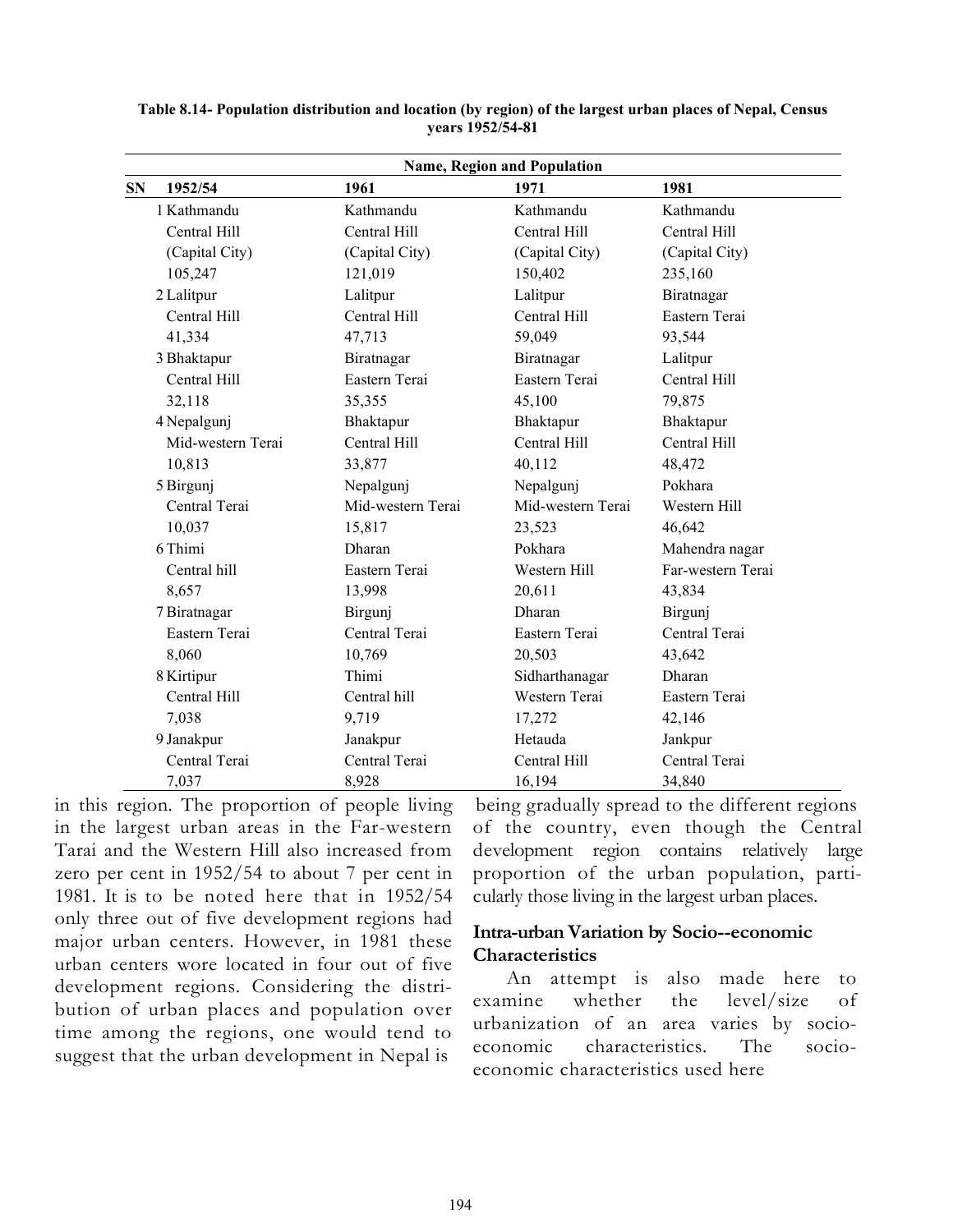**Table 8.14- Population distribution and location (by region) of the largest urban places of Nepal, Census years 1952/54-81**

| SN | 1952/54 | 1961 | 1971 | 1981 |
|---|---|---|---|---|
| | **Name, Region and Population** | | | |
| 1 | Kathmandu<br>Central Hill<br>(Capital City)<br>105,247 | Kathmandu<br>Central Hill<br>(Capital City)<br>121,019 | Kathmandu<br>Central Hill<br>(Capital City)<br>150,402 | Kathmandu<br>Central Hill<br>(Capital City)<br>235,160 |
| 2 | Lalitpur<br>Central Hill<br>41,334 | Lalitpur<br>Central Hill<br>47,713 | Lalitpur<br>Central Hill<br>59,049 | Biratnagar<br>Eastern Terai<br>93,544 |
| 3 | Bhaktapur<br>Central Hill<br>32,118 | Biratnagar<br>Eastern Terai<br>35,355 | Biratnagar<br>Eastern Terai<br>45,100 | Lalitpur<br>Central Hill<br>79,875 |
| 4 | Nepalgunj<br>Mid-western Terai<br>10,813 | Bhaktapur<br>Central Hill<br>33,877 | Bhaktapur<br>Central Hill<br>40,112 | Bhaktapur<br>Central Hill<br>48,472 |
| 5 | Birgunj<br>Central Terai<br>10,037 | Nepalgunj<br>Mid-western Terai<br>15,817 | Nepalgunj<br>Mid-western Terai<br>23,523 | Pokhara<br>Western Hill<br>46,642 |
| 6 | Thimi<br>Central hill<br>8,657 | Dharan<br>Eastern Terai<br>13,998 | Pokhara<br>Western Hill<br>20,611 | Mahendra nagar<br>Far-western Terai<br>43,834 |
| 7 | Biratnagar<br>Eastern Terai<br>8,060 | Birgunj<br>Central Terai<br>10,769 | Dharan<br>Eastern Terai<br>20,503 | Birgunj<br>Central Terai<br>43,642 |
| 8 | Kirtipur<br>Central Hill<br>7,038 | Thimi<br>Central hill<br>9,719 | Sidharthanagar<br>Western Terai<br>17,272 | Dharan<br>Eastern Terai<br>42,146 |
| 9 | Janakpur<br>Central Terai<br>7,037 | Janakpur<br>Central Terai<br>8,928 | Hetauda<br>Central Hill<br>16,194 | Jankpur<br>Central Terai<br>34,840 |

in this region. The proportion of people living in the largest urban areas in the Far-western Tarai and the Western Hill also increased from zero per cent in 1952/54 to about 7 per cent in 1981. It is to be noted here that in 1952/54 only three out of five development regions had major urban centers. However, in 1981 these urban centers wore located in four out of five development regions. Considering the distribution of urban places and population over time among the regions, one would tend to suggest that the urban development in Nepal is being gradually spread to the different regions of the country, even though the Central development region contains relatively large proportion of the urban population, particularly those living in the largest urban places.

### Intra-urban Variation by Socio--economic Characteristics

An attempt is also made here to examine whether the level/size of urbanization of an area varies by socio-economic characteristics. The socio-economic characteristics used here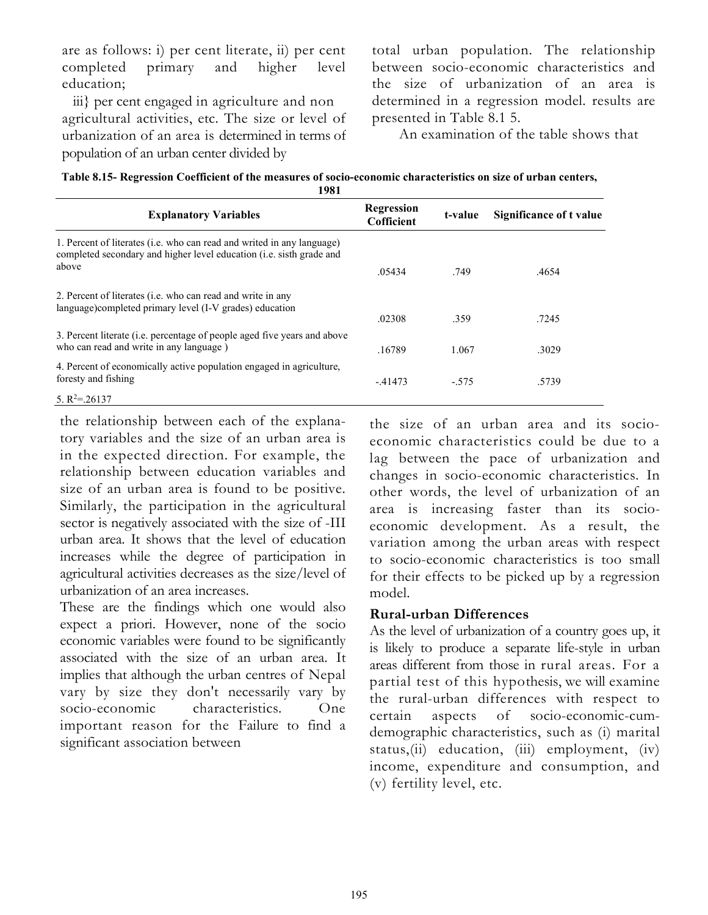are as follows: i) per cent literate, ii) per cent completed primary and higher level education;

iii} per cent engaged in agriculture and non agricultural activities, etc. The size or level of urbanization of an area is determined in terms of population of an urban center divided by total urban population. The relationship between socio-economic characteristics and the size of urbanization of an area is determined in a regression model. results are presented in Table 8.1 5.

An examination of the table shows that the relationship between each of the explanatory variables and the size of an urban area is in the expected direction. For example, the relationship between education variables and size of an urban area is found to be positive. Similarly, the participation in the agricultural sector is negatively associated with the size of -III urban area. It shows that the level of education increases while the degree of participation in agricultural activities decreases as the size/level of urbanization of an area increases.

**Table 8.15- Regression Coefficient of the measures of socio-economic characteristics on size of urban centers, 1981**

| Explanatory Variables | Regression Cofficient | t-value | Significance of t value |
|---|---|---|---|
| 1. Percent of literates (i.e. who can read and writed in any language) completed secondary and higher level education (i.e. sisth grade and above | .05434 | .749 | .4654 |
| 2. Percent of literates (i.e. who can read and write in any language)completed primary level (I-V grades) education | .02308 | .359 | .7245 |
| 3. Percent literate (i.e. percentage of people aged five years and above who can read and write in any language ) | .16789 | 1.067 | .3029 |
| 4. Percent of economically active population engaged in agriculture, foresty and fishing | -.41473 | -.575 | .5739 |
| 5. $R^2$=.26137 | | | |

These are the findings which one would also expect a priori. However, none of the socio economic variables were found to be significantly associated with the size of an urban area. It implies that although the urban centres of Nepal vary by size they don't necessarily vary by socio-economic characteristics. One important reason for the Failure to find a significant association between the size of an urban area and its socio-economic characteristics could be due to a lag between the pace of urbanization and changes in socio-economic characteristics. In other words, the level of urbanization of an area is increasing faster than its socio-economic development. As a result, the variation among the urban areas with respect to socio-economic characteristics is too small for their effects to be picked up by a regression model.

### Rural-urban Differences

As the level of urbanization of a country goes up, it is likely to produce a separate life-style in urban areas different from those in rural areas. For a partial test of this hypothesis, we will examine the rural-urban differences with respect to certain aspects of socio-economic-cum-demographic characteristics, such as (i) marital status,(ii) education, (iii) employment, (iv) income, expenditure and consumption, and (v) fertility level, etc.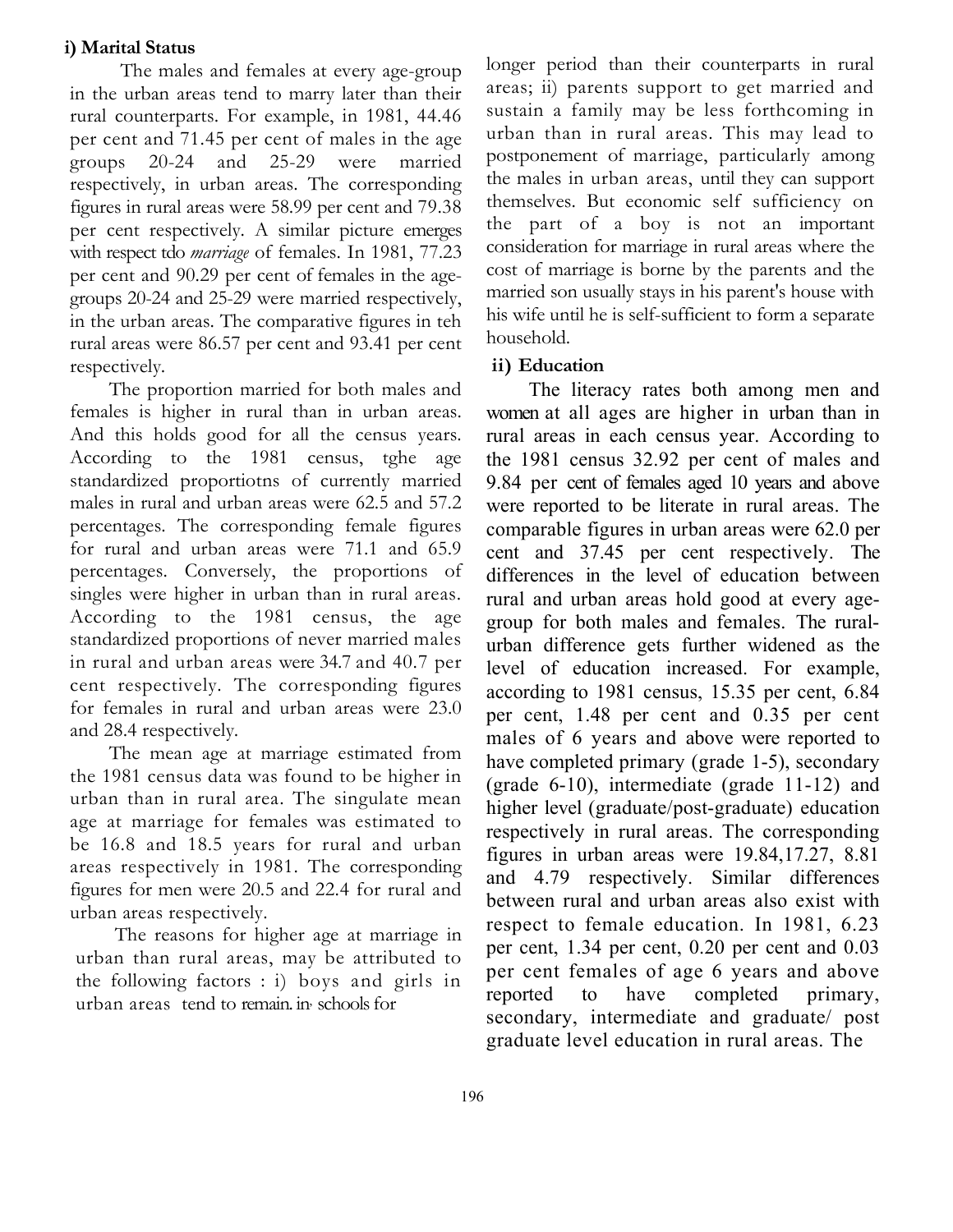**i) Marital Status**

The males and females at every age-group in the urban areas tend to marry later than their rural counterparts. For example, in 1981, 44.46 per cent and 71.45 per cent of males in the age groups 20-24 and 25-29 were married respectively, in urban areas. The corresponding figures in rural areas were 58.99 per cent and 79.38 per cent respectively. A similar picture emerges with respect tdo *marriage* of females. In 1981, 77.23 per cent and 90.29 per cent of females in the age-groups 20-24 and 25-29 were married respectively, in the urban areas. The comparative figures in teh rural areas were 86.57 per cent and 93.41 per cent respectively.

The proportion married for both males and females is higher in rural than in urban areas. And this holds good for all the census years. According to the 1981 census, tghe age standardized proportiotns of currently married males in rural and urban areas were 62.5 and 57.2 percentages. The corresponding female figures for rural and urban areas were 71.1 and 65.9 percentages. Conversely, the proportions of singles were higher in urban than in rural areas. According to the 1981 census, the age standardized proportions of never married males in rural and urban areas were 34.7 and 40.7 per cent respectively. The corresponding figures for females in rural and urban areas were 23.0 and 28.4 respectively.

The mean age at marriage estimated from the 1981 census data was found to be higher in urban than in rural area. The singulate mean age at marriage for females was estimated to be 16.8 and 18.5 years for rural and urban areas respectively in 1981. The corresponding figures for men were 20.5 and 22.4 for rural and urban areas respectively.

The reasons for higher age at marriage in urban than rural areas, may be attributed to the following factors : i) boys and girls in urban areas tend to remain in schools for longer period than their counterparts in rural areas; ii) parents support to get married and sustain a family may be less forthcoming in urban than in rural areas. This may lead to postponement of marriage, particularly among the males in urban areas, until they can support themselves. But economic self sufficiency on the part of a boy is not an important consideration for marriage in rural areas where the cost of marriage is borne by the parents and the married son usually stays in his parent's house with his wife until he is self-sufficient to form a separate household.

**ii) Education**

The literacy rates both among men and women at all ages are higher in urban than in rural areas in each census year. According to the 1981 census 32.92 per cent of males and 9.84 per cent of females aged 10 years and above were reported to be literate in rural areas. The comparable figures in urban areas were 62.0 per cent and 37.45 per cent respectively. The differences in the level of education between rural and urban areas hold good at every age-group for both males and females. The rural-urban difference gets further widened as the level of education increased. For example, according to 1981 census, 15.35 per cent, 6.84 per cent, 1.48 per cent and 0.35 per cent males of 6 years and above were reported to have completed primary (grade 1-5), secondary (grade 6-10), intermediate (grade 11-12) and higher level (graduate/post-graduate) education respectively in rural areas. The corresponding figures in urban areas were 19.84,17.27, 8.81 and 4.79 respectively. Similar differences between rural and urban areas also exist with respect to female education. In 1981, 6.23 per cent, 1.34 per cent, 0.20 per cent and 0.03 per cent females of age 6 years and above reported to have completed primary, secondary, intermediate and graduate/ post graduate level education in rural areas. The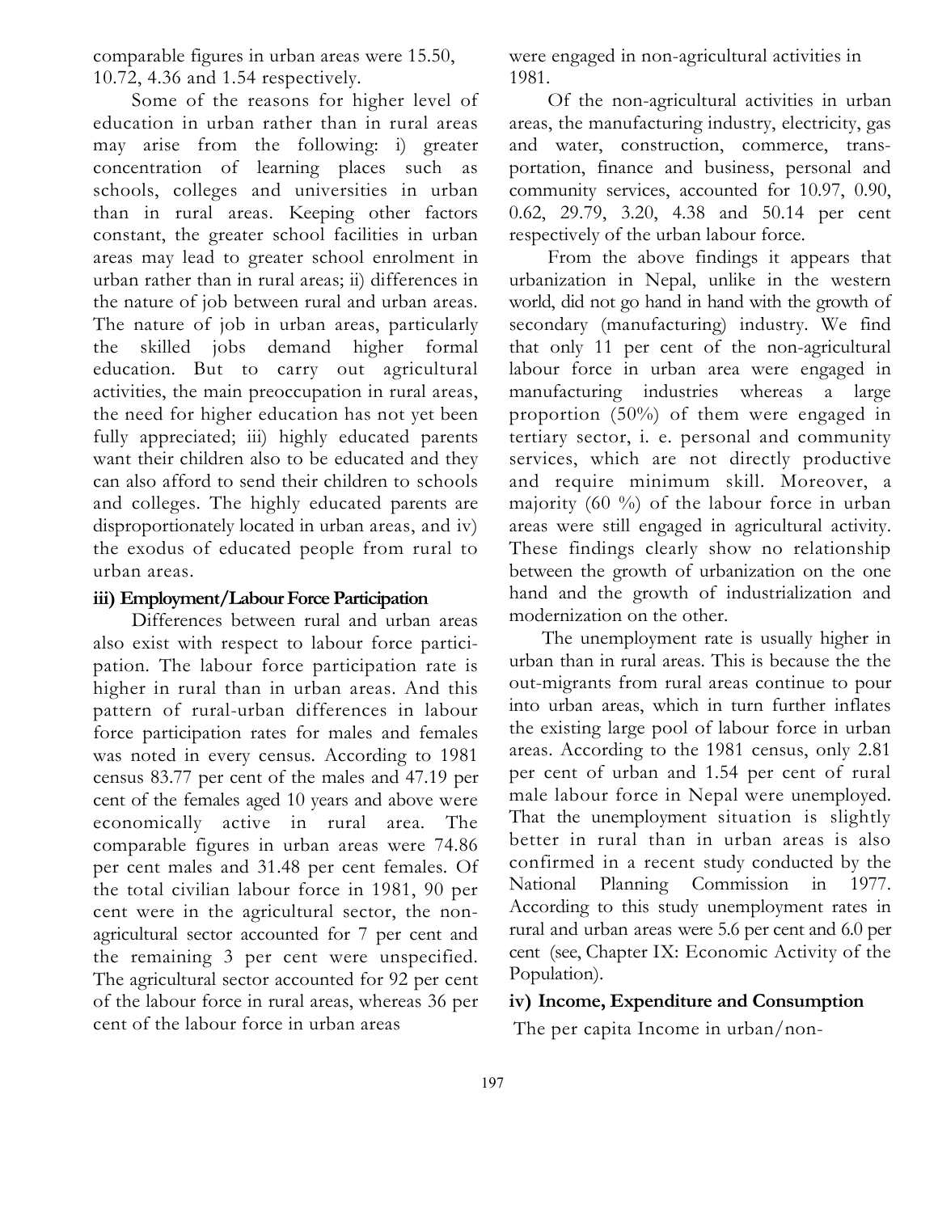comparable figures in urban areas were 15.50, 10.72, 4.36 and 1.54 respectively.

Some of the reasons for higher level of education in urban rather than in rural areas may arise from the following: i) greater concentration of learning places such as schools, colleges and universities in urban than in rural areas. Keeping other factors constant, the greater school facilities in urban areas may lead to greater school enrolment in urban rather than in rural areas; ii) differences in the nature of job between rural and urban areas. The nature of job in urban areas, particularly the skilled jobs demand higher formal education. But to carry out agricultural activities, the main preoccupation in rural areas, the need for higher education has not yet been fully appreciated; iii) highly educated parents want their children also to be educated and they can also afford to send their children to schools and colleges. The highly educated parents are disproportionately located in urban areas, and iv) the exodus of educated people from rural to urban areas.

### iii) Employment/Labour Force Participation

Differences between rural and urban areas also exist with respect to labour force participation. The labour force participation rate is higher in rural than in urban areas. And this pattern of rural-urban differences in labour force participation rates for males and females was noted in every census. According to 1981 census 83.77 per cent of the males and 47.19 per cent of the females aged 10 years and above were economically active in rural area. The comparable figures in urban areas were 74.86 per cent males and 31.48 per cent females. Of the total civilian labour force in 1981, 90 per cent were in the agricultural sector, the non-agricultural sector accounted for 7 per cent and the remaining 3 per cent were unspecified. The agricultural sector accounted for 92 per cent of the labour force in rural areas, whereas 36 per cent of the labour force in urban areas were engaged in non-agricultural activities in 1981.

Of the non-agricultural activities in urban areas, the manufacturing industry, electricity, gas and water, construction, commerce, transportation, finance and business, personal and community services, accounted for 10.97, 0.90, 0.62, 29.79, 3.20, 4.38 and 50.14 per cent respectively of the urban labour force.

From the above findings it appears that urbanization in Nepal, unlike in the western world, did not go hand in hand with the growth of secondary (manufacturing) industry. We find that only 11 per cent of the non-agricultural labour force in urban area were engaged in manufacturing industries whereas a large proportion (50%) of them were engaged in tertiary sector, i. e. personal and community services, which are not directly productive and require minimum skill. Moreover, a majority (60 %) of the labour force in urban areas were still engaged in agricultural activity. These findings clearly show no relationship between the growth of urbanization on the one hand and the growth of industrialization and modernization on the other.

The unemployment rate is usually higher in urban than in rural areas. This is because the the out-migrants from rural areas continue to pour into urban areas, which in turn further inflates the existing large pool of labour force in urban areas. According to the 1981 census, only 2.81 per cent of urban and 1.54 per cent of rural male labour force in Nepal were unemployed. That the unemployment situation is slightly better in rural than in urban areas is also confirmed in a recent study conducted by the National Planning Commission in 1977. According to this study unemployment rates in rural and urban areas were 5.6 per cent and 6.0 per cent (see, Chapter IX: Economic Activity of the Population).

### iv) Income, Expenditure and Consumption

The per capita Income in urban/non-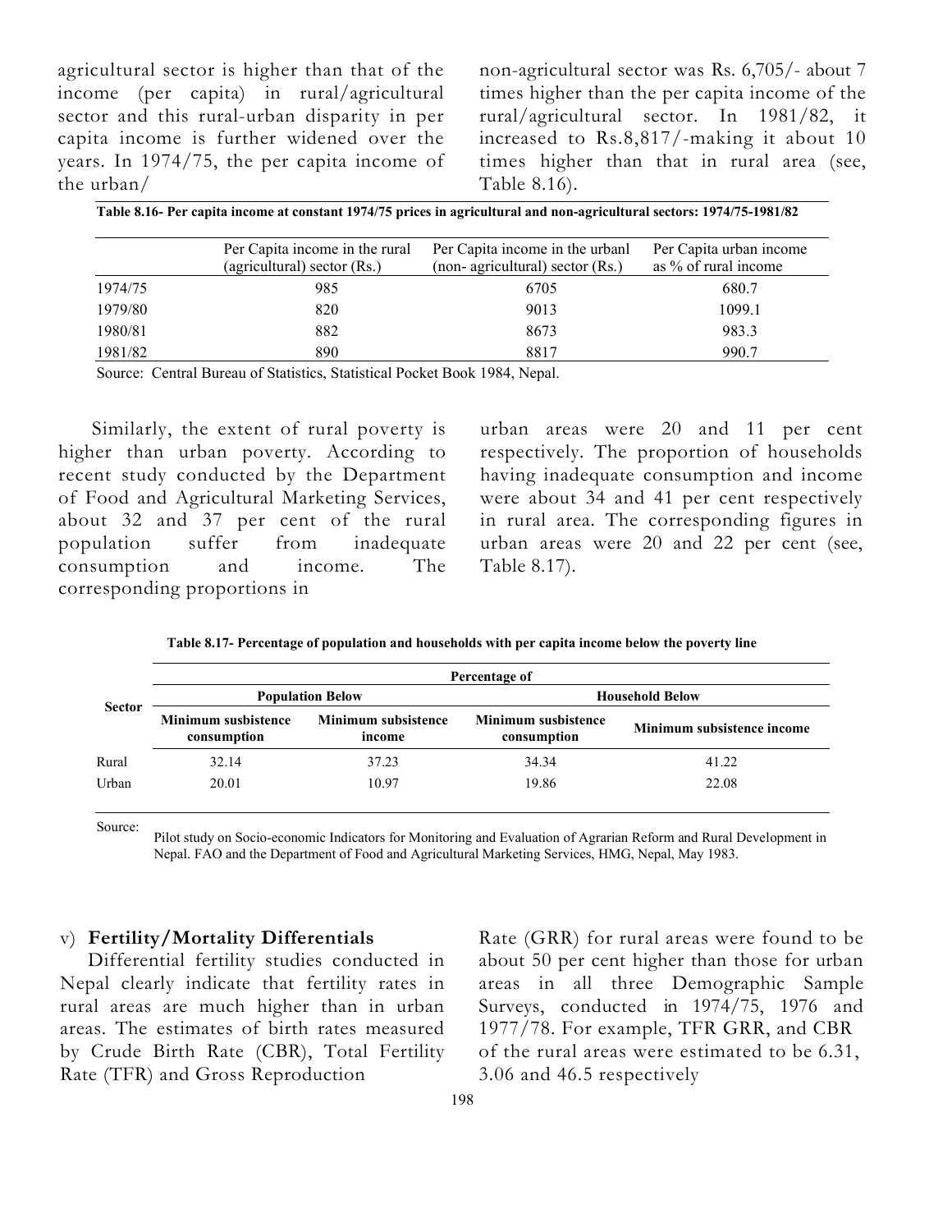agricultural sector is higher than that of the income (per capita) in rural/agricultural sector and this rural-urban disparity in per capita income is further widened over the years. In 1974/75, the per capita income of the urban/non-agricultural sector was Rs. 6,705/- about 7 times higher than the per capita income of the rural/agricultural sector. In 1981/82, it increased to Rs.8,817/-making it about 10 times higher than that in rural area (see, Table 8.16).

**Table 8.16- Per capita income at constant 1974/75 prices in agricultural and non-agricultural sectors: 1974/75-1981/82**

| | Per Capita income in the rural (agricultural) sector (Rs.) | Per Capita income in the urbanl (non- agricultural) sector (Rs.) | Per Capita urban income as % of rural income |
|---|---|---|---|
| 1974/75 | 985 | 6705 | 680.7 |
| 1979/80 | 820 | 9013 | 1099.1 |
| 1980/81 | 882 | 8673 | 983.3 |
| 1981/82 | 890 | 8817 | 990.7 |

Source: Central Bureau of Statistics, Statistical Pocket Book 1984, Nepal.

Similarly, the extent of rural poverty is higher than urban poverty. According to recent study conducted by the Department of Food and Agricultural Marketing Services, about 32 and 37 per cent of the rural population suffer from inadequate consumption and income. The corresponding proportions in urban areas were 20 and 11 per cent respectively. The proportion of households having inadequate consumption and income were about 34 and 41 per cent respectively in rural area. The corresponding figures in urban areas were 20 and 22 per cent (see, Table 8.17).

**Table 8.17- Percentage of population and households with per capita income below the poverty line**

| Sector | Percentage of | | | |
|---|---|---|---|---|
| | **Population Below** | | **Household Below** | |
| | **Minimum susbistence consumption** | **Minimum subsistence income** | **Minimum susbistence consumption** | **Minimum subsistence income** |
| Rural | 32.14 | 37.23 | 34.34 | 41.22 |
| Urban | 20.01 | 10.97 | 19.86 | 22.08 |

Source: Pilot study on Socio-economic Indicators for Monitoring and Evaluation of Agrarian Reform and Rural Development in Nepal. FAO and the Department of Food and Agricultural Marketing Services, HMG, Nepal, May 1983.

v) **Fertility/Mortality Differentials**

Differential fertility studies conducted in Nepal clearly indicate that fertility rates in rural areas are much higher than in urban areas. The estimates of birth rates measured by Crude Birth Rate (CBR), Total Fertility Rate (TFR) and Gross Reproduction Rate (GRR) for rural areas were found to be about 50 per cent higher than those for urban areas in all three Demographic Sample Surveys, conducted in 1974/75, 1976 and 1977/78. For example, TFR GRR, and CBR of the rural areas were estimated to be 6.31, 3.06 and 46.5 respectively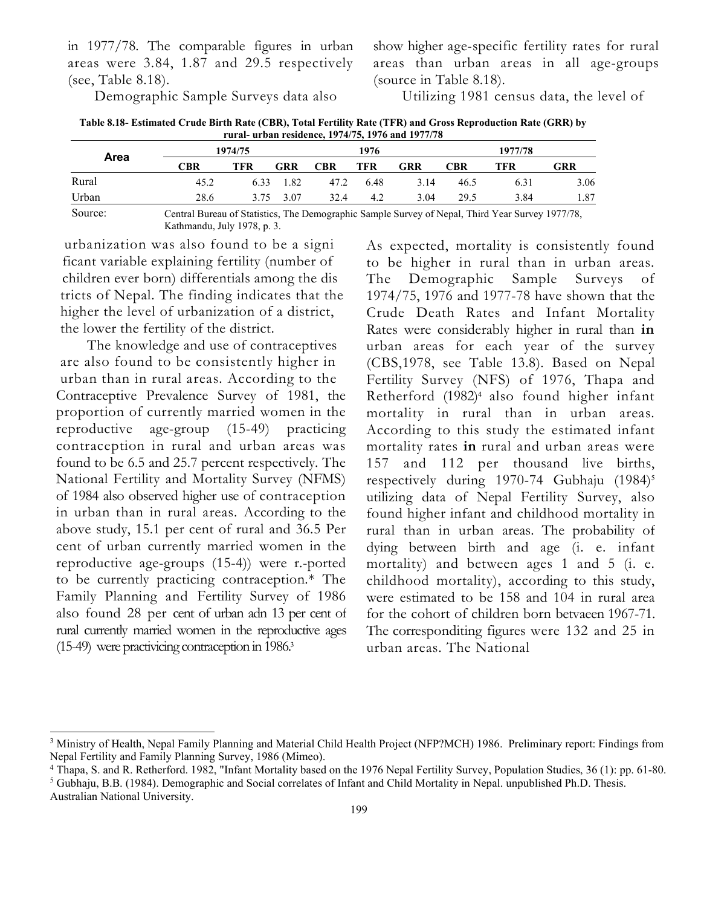in 1977/78. The comparable figures in urban areas were 3.84, 1.87 and 29.5 respectively (see, Table 8.18).

Demographic Sample Surveys data also show higher age-specific fertility rates for rural areas than urban areas in all age-groups (source in Table 8.18).

Utilizing 1981 census data, the level of urbanization was also found to be a significant variable explaining fertility (number of children ever born) differentials among the districts of Nepal. The finding indicates that the higher the level of urbanization of a district, the lower the fertility of the district.

**Table 8.18- Estimated Crude Birth Rate (CBR), Total Fertility Rate (TFR) and Gross Reproduction Rate (GRR) by rural- urban residence, 1974/75, 1976 and 1977/78**

| Area | 1974/75 | | | 1976 | | | 1977/78 | | |
|---|---|---|---|---|---|---|---|---|---|
| | CBR | TFR | GRR | CBR | TFR | GRR | CBR | TFR | GRR |
| Rural | 45.2 | 6.33 | 1.82 | 47.2 | 6.48 | 3.14 | 46.5 | 6.31 | 3.06 |
| Urban | 28.6 | 3.75 | 3.07 | 32.4 | 4.2 | 3.04 | 29.5 | 3.84 | 1.87 |

Source: Central Bureau of Statistics, The Demographic Sample Survey of Nepal, Third Year Survey 1977/78, Kathmandu, July 1978, p. 3.

The knowledge and use of contraceptives are also found to be consistently higher in urban than in rural areas. According to the Contraceptive Prevalence Survey of 1981, the proportion of currently married women in the reproductive age-group (15-49) practicing contraception in rural and urban areas was found to be 6.5 and 25.7 percent respectively. The National Fertility and Mortality Survey (NFMS) of 1984 also observed higher use of contraception in urban than in rural areas. According to the above study, 15.1 per cent of rural and 36.5 Per cent of urban currently married women in the reproductive age-groups (15-4)) were r.-ported to be currently practicing contraception.* The Family Planning and Fertility Survey of 1986 also found 28 per cent of urban adn 13 per cent of rural currently married women in the reproductive ages (15-49) were practivicing contraception in 1986.[3]

As expected, mortality is consistently found to be higher in rural than in urban areas. The Demographic Sample Surveys of 1974/75, 1976 and 1977-78 have shown that the Crude Death Rates and Infant Mortality Rates were considerably higher in rural than **in** urban areas for each year of the survey (CBS,1978, see Table 13.8). Based on Nepal Fertility Survey (NFS) of 1976, Thapa and Retherford (1982)[4] also found higher infant mortality in rural than in urban areas. According to this study the estimated infant mortality rates **in** rural and urban areas were 157 and 112 per thousand live births, respectively during 1970-74 Gubhaju (1984)[5] utilizing data of Nepal Fertility Survey, also found higher infant and childhood mortality in rural than in urban areas. The probability of dying between birth and age (i. e. infant mortality) and between ages 1 and 5 (i. e. childhood mortality), according to this study, were estimated to be 158 and 104 in rural area for the cohort of children born betvaeen 1967-71. The corresponditing figures were 132 and 25 in urban areas. The National

---

[3] Ministry of Health, Nepal Family Planning and Material Child Health Project (NFP?MCH) 1986. Preliminary report: Findings from Nepal Fertility and Family Planning Survey, 1986 (Mimeo).

[4] Thapa, S. and R. Retherford. 1982, "Infant Mortality based on the 1976 Nepal Fertility Survey, Population Studies, 36 (1): pp. 61-80.

[5] Gubhaju, B.B. (1984). Demographic and Social correlates of Infant and Child Mortality in Nepal. unpublished Ph.D. Thesis. Australian National University.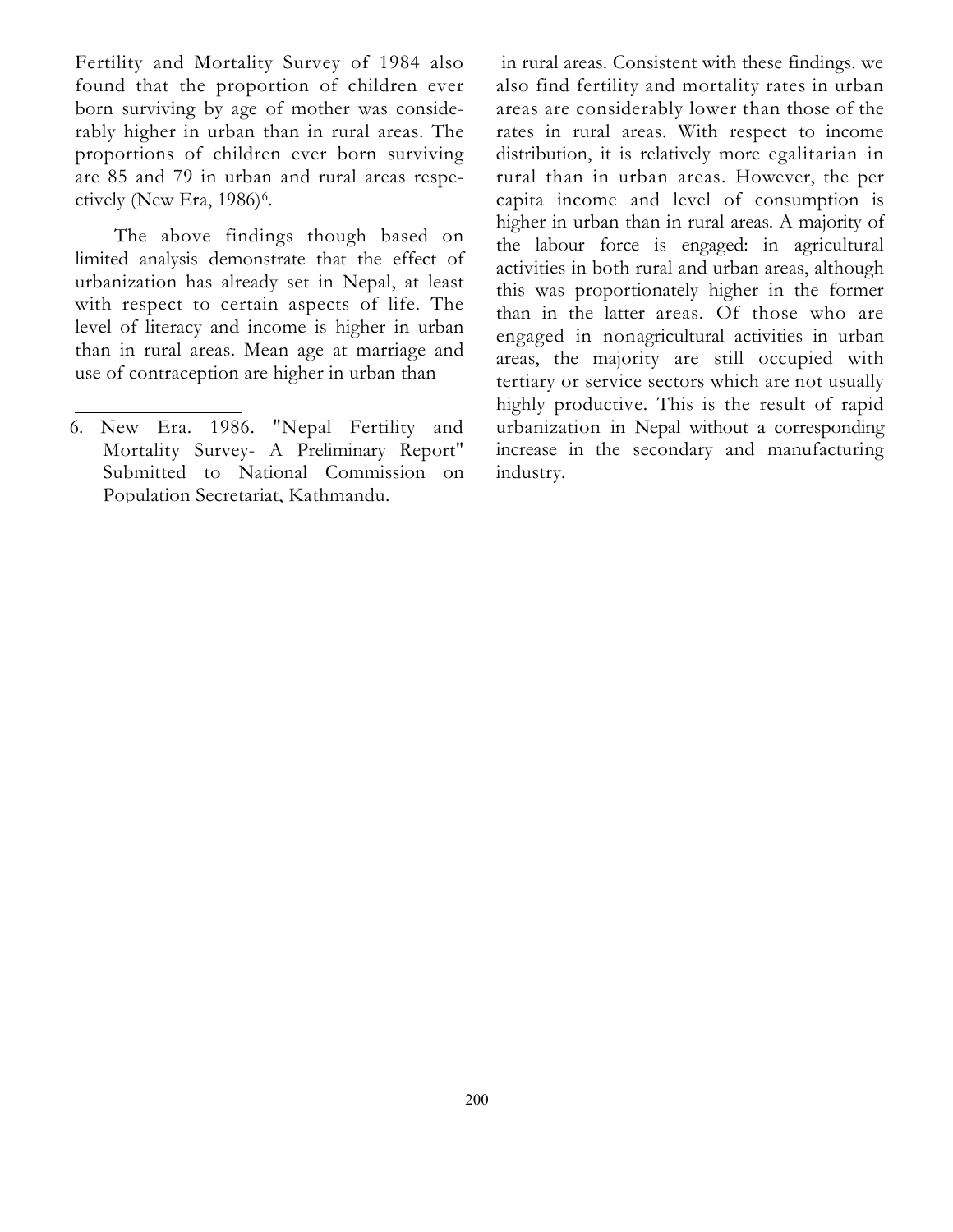Fertility and Mortality Survey of 1984 also found that the proportion of children ever born surviving by age of mother was considerably higher in urban than in rural areas. The proportions of children ever born surviving are 85 and 79 in urban and rural areas respectively (New Era, 1986)[6].

The above findings though based on limited analysis demonstrate that the effect of urbanization has already set in Nepal, at least with respect to certain aspects of life. The level of literacy and income is higher in urban than in rural areas. Mean age at marriage and use of contraception are higher in urban than in rural areas. Consistent with these findings. we also find fertility and mortality rates in urban areas are considerably lower than those of the rates in rural areas. With respect to income distribution, it is relatively more egalitarian in rural than in urban areas. However, the per capita income and level of consumption is higher in urban than in rural areas. A majority of the labour force is engaged: in agricultural activities in both rural and urban areas, although this was proportionately higher in the former than in the latter areas. Of those who are engaged in nonagricultural activities in urban areas, the majority are still occupied with tertiary or service sectors which are not usually highly productive. This is the result of rapid urbanization in Nepal without a corresponding increase in the secondary and manufacturing industry.

---

6. New Era. 1986. "Nepal Fertility and Mortality Survey- A Preliminary Report" Submitted to National Commission on Population Secretariat, Kathmandu.